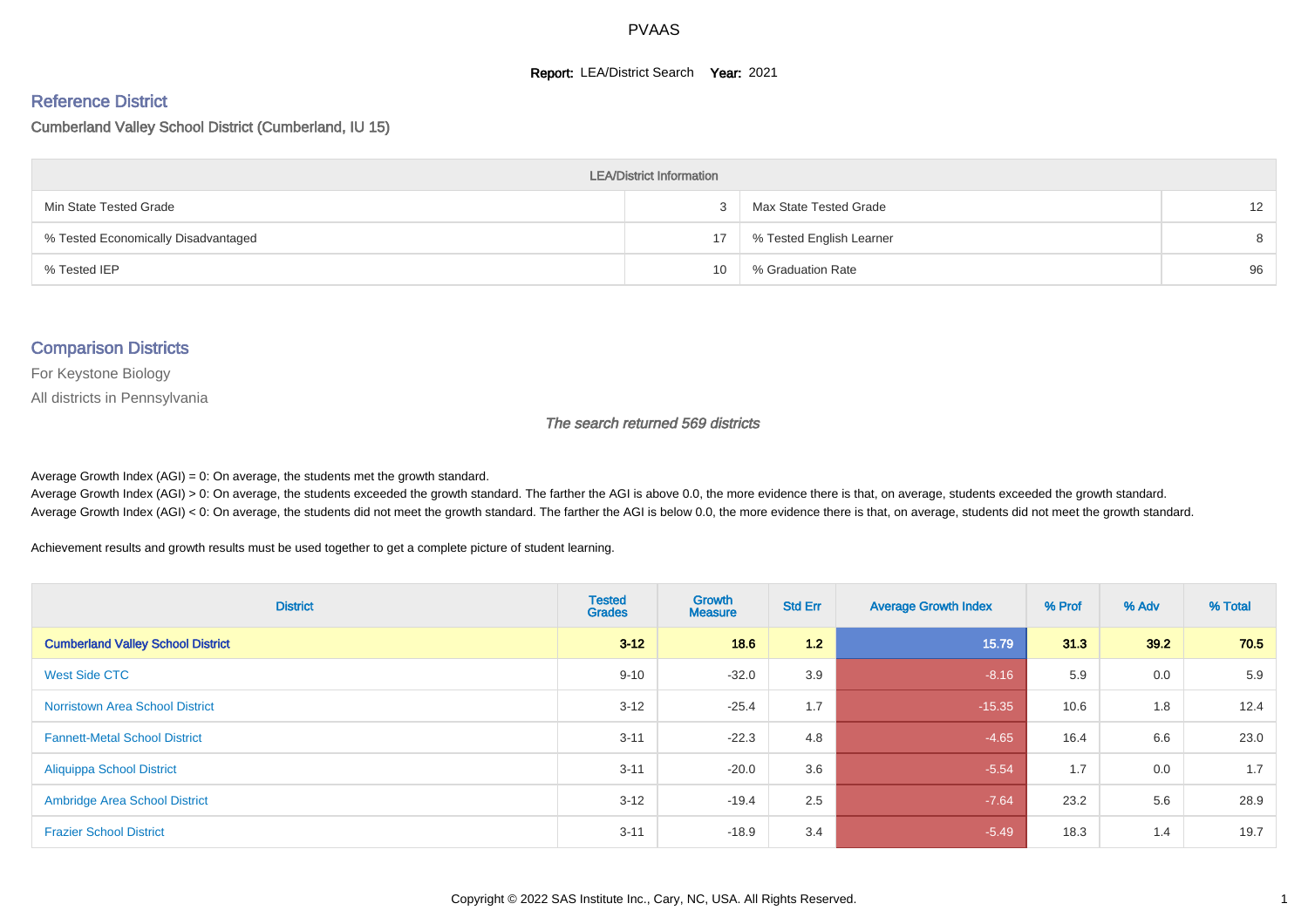# PVAAS

**Report:** LEA/District Search **Year:** 2021

## Reference District

### Cumberland Valley School District (Cumberland, IU 15)

| LEA/District Information | | | |
|---|---|---|---|
| Min State Tested Grade | 3 | Max State Tested Grade | 12 |
| % Tested Economically Disadvantaged | 17 | % Tested English Learner | 8 |
| % Tested IEP | 10 | % Graduation Rate | 96 |

## Comparison Districts

For Keystone Biology

All districts in Pennsylvania

*The search returned 569 districts*

Average Growth Index (AGI) = 0: On average, the students met the growth standard.
Average Growth Index (AGI) > 0: On average, the students exceeded the growth standard. The farther the AGI is above 0.0, the more evidence there is that, on average, students exceeded the growth standard.
Average Growth Index (AGI) < 0: On average, the students did not meet the growth standard. The farther the AGI is below 0.0, the more evidence there is that, on average, students did not meet the growth standard.

Achievement results and growth results must be used together to get a complete picture of student learning.

| District | Tested Grades | Growth Measure | Std Err | Average Growth Index | % Prof | % Adv | % Total |
|---|---|---|---|---|---|---|---|
| **Cumberland Valley School District** | **3-12** | **18.6** | **1.2** | **15.79** | **31.3** | **39.2** | **70.5** |
| West Side CTC | 9-10 | -32.0 | 3.9 | -8.16 | 5.9 | 0.0 | 5.9 |
| Norristown Area School District | 3-12 | -25.4 | 1.7 | -15.35 | 10.6 | 1.8 | 12.4 |
| Fannett-Metal School District | 3-11 | -22.3 | 4.8 | -4.65 | 16.4 | 6.6 | 23.0 |
| Aliquippa School District | 3-11 | -20.0 | 3.6 | -5.54 | 1.7 | 0.0 | 1.7 |
| Ambridge Area School District | 3-12 | -19.4 | 2.5 | -7.64 | 23.2 | 5.6 | 28.9 |
| Frazier School District | 3-11 | -18.9 | 3.4 | -5.49 | 18.3 | 1.4 | 19.7 |

Copyright © 2022 SAS Institute Inc., Cary, NC, USA. All Rights Reserved.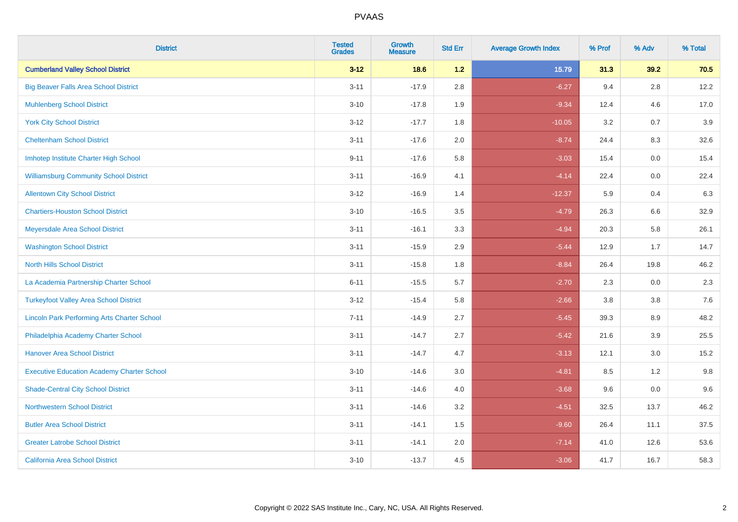# PVAAS

| District | Tested Grades | Growth Measure | Std Err | Average Growth Index | % Prof | % Adv | % Total |
|---|---|---|---|---|---|---|---|
| **Cumberland Valley School District** | **3-12** | **18.6** | **1.2** | **15.79** | **31.3** | **39.2** | **70.5** |
| Big Beaver Falls Area School District | 3-11 | -17.9 | 2.8 | -6.27 | 9.4 | 2.8 | 12.2 |
| Muhlenberg School District | 3-10 | -17.8 | 1.9 | -9.34 | 12.4 | 4.6 | 17.0 |
| York City School District | 3-12 | -17.7 | 1.8 | -10.05 | 3.2 | 0.7 | 3.9 |
| Cheltenham School District | 3-11 | -17.6 | 2.0 | -8.74 | 24.4 | 8.3 | 32.6 |
| Imhotep Institute Charter High School | 9-11 | -17.6 | 5.8 | -3.03 | 15.4 | 0.0 | 15.4 |
| Williamsburg Community School District | 3-11 | -16.9 | 4.1 | -4.14 | 22.4 | 0.0 | 22.4 |
| Allentown City School District | 3-12 | -16.9 | 1.4 | -12.37 | 5.9 | 0.4 | 6.3 |
| Chartiers-Houston School District | 3-10 | -16.5 | 3.5 | -4.79 | 26.3 | 6.6 | 32.9 |
| Meyersdale Area School District | 3-11 | -16.1 | 3.3 | -4.94 | 20.3 | 5.8 | 26.1 |
| Washington School District | 3-11 | -15.9 | 2.9 | -5.44 | 12.9 | 1.7 | 14.7 |
| North Hills School District | 3-11 | -15.8 | 1.8 | -8.84 | 26.4 | 19.8 | 46.2 |
| La Academia Partnership Charter School | 6-11 | -15.5 | 5.7 | -2.70 | 2.3 | 0.0 | 2.3 |
| Turkeyfoot Valley Area School District | 3-12 | -15.4 | 5.8 | -2.66 | 3.8 | 3.8 | 7.6 |
| Lincoln Park Performing Arts Charter School | 7-11 | -14.9 | 2.7 | -5.45 | 39.3 | 8.9 | 48.2 |
| Philadelphia Academy Charter School | 3-11 | -14.7 | 2.7 | -5.42 | 21.6 | 3.9 | 25.5 |
| Hanover Area School District | 3-11 | -14.7 | 4.7 | -3.13 | 12.1 | 3.0 | 15.2 |
| Executive Education Academy Charter School | 3-10 | -14.6 | 3.0 | -4.81 | 8.5 | 1.2 | 9.8 |
| Shade-Central City School District | 3-11 | -14.6 | 4.0 | -3.68 | 9.6 | 0.0 | 9.6 |
| Northwestern School District | 3-11 | -14.6 | 3.2 | -4.51 | 32.5 | 13.7 | 46.2 |
| Butler Area School District | 3-11 | -14.1 | 1.5 | -9.60 | 26.4 | 11.1 | 37.5 |
| Greater Latrobe School District | 3-11 | -14.1 | 2.0 | -7.14 | 41.0 | 12.6 | 53.6 |
| California Area School District | 3-10 | -13.7 | 4.5 | -3.06 | 41.7 | 16.7 | 58.3 |

Copyright © 2022 SAS Institute Inc., Cary, NC, USA. All Rights Reserved.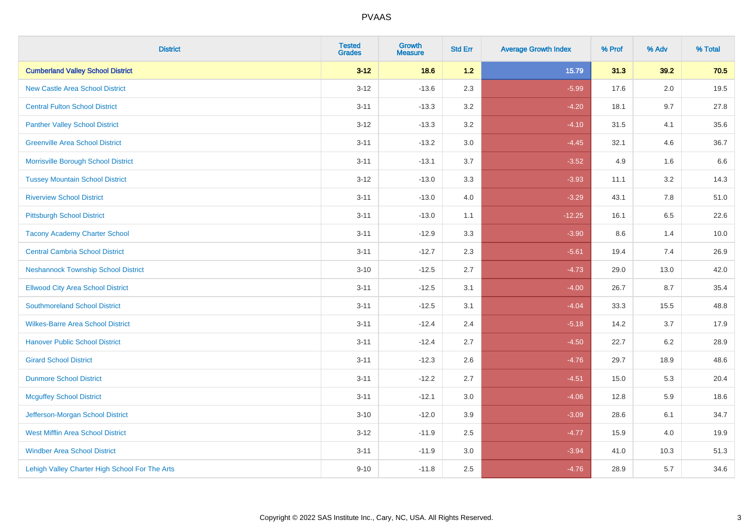| District | Tested Grades | Growth Measure | Std Err | Average Growth Index | % Prof | % Adv | % Total |
|---|---|---|---|---|---|---|---|
| **Cumberland Valley School District** | **3-12** | **18.6** | **1.2** | **15.79** | **31.3** | **39.2** | **70.5** |
| New Castle Area School District | 3-12 | -13.6 | 2.3 | -5.99 | 17.6 | 2.0 | 19.5 |
| Central Fulton School District | 3-11 | -13.3 | 3.2 | -4.20 | 18.1 | 9.7 | 27.8 |
| Panther Valley School District | 3-12 | -13.3 | 3.2 | -4.10 | 31.5 | 4.1 | 35.6 |
| Greenville Area School District | 3-11 | -13.2 | 3.0 | -4.45 | 32.1 | 4.6 | 36.7 |
| Morrisville Borough School District | 3-11 | -13.1 | 3.7 | -3.52 | 4.9 | 1.6 | 6.6 |
| Tussey Mountain School District | 3-12 | -13.0 | 3.3 | -3.93 | 11.1 | 3.2 | 14.3 |
| Riverview School District | 3-11 | -13.0 | 4.0 | -3.29 | 43.1 | 7.8 | 51.0 |
| Pittsburgh School District | 3-11 | -13.0 | 1.1 | -12.25 | 16.1 | 6.5 | 22.6 |
| Tacony Academy Charter School | 3-11 | -12.9 | 3.3 | -3.90 | 8.6 | 1.4 | 10.0 |
| Central Cambria School District | 3-11 | -12.7 | 2.3 | -5.61 | 19.4 | 7.4 | 26.9 |
| Neshannock Township School District | 3-10 | -12.5 | 2.7 | -4.73 | 29.0 | 13.0 | 42.0 |
| Ellwood City Area School District | 3-11 | -12.5 | 3.1 | -4.00 | 26.7 | 8.7 | 35.4 |
| Southmoreland School District | 3-11 | -12.5 | 3.1 | -4.04 | 33.3 | 15.5 | 48.8 |
| Wilkes-Barre Area School District | 3-11 | -12.4 | 2.4 | -5.18 | 14.2 | 3.7 | 17.9 |
| Hanover Public School District | 3-11 | -12.4 | 2.7 | -4.50 | 22.7 | 6.2 | 28.9 |
| Girard School District | 3-11 | -12.3 | 2.6 | -4.76 | 29.7 | 18.9 | 48.6 |
| Dunmore School District | 3-11 | -12.2 | 2.7 | -4.51 | 15.0 | 5.3 | 20.4 |
| Mcguffey School District | 3-11 | -12.1 | 3.0 | -4.06 | 12.8 | 5.9 | 18.6 |
| Jefferson-Morgan School District | 3-10 | -12.0 | 3.9 | -3.09 | 28.6 | 6.1 | 34.7 |
| West Mifflin Area School District | 3-12 | -11.9 | 2.5 | -4.77 | 15.9 | 4.0 | 19.9 |
| Windber Area School District | 3-11 | -11.9 | 3.0 | -3.94 | 41.0 | 10.3 | 51.3 |
| Lehigh Valley Charter High School For The Arts | 9-10 | -11.8 | 2.5 | -4.76 | 28.9 | 5.7 | 34.6 |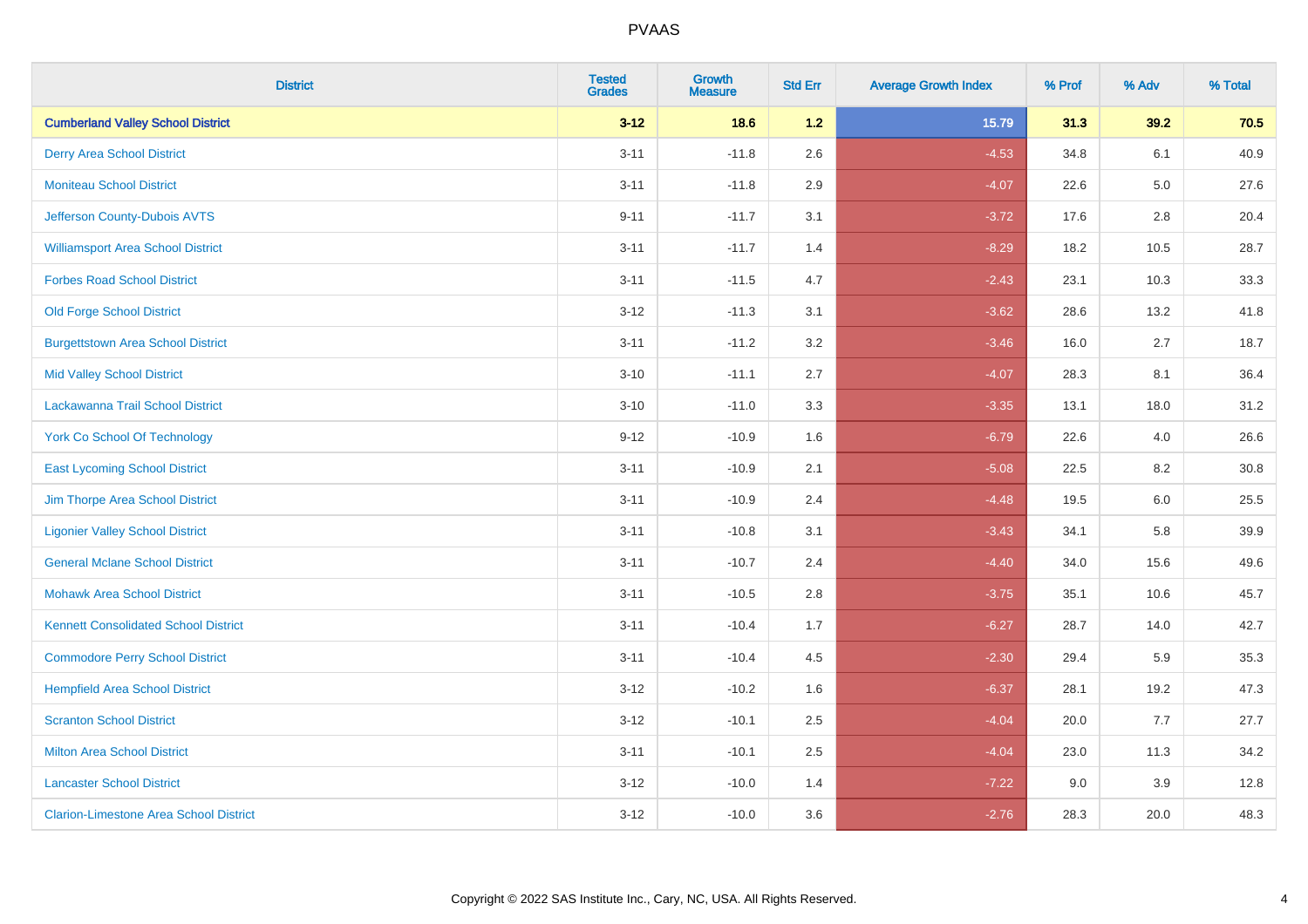# PVAAS

| District | Tested Grades | Growth Measure | Std Err | Average Growth Index | % Prof | % Adv | % Total |
|---|---|---|---|---|---|---|---|
| **Cumberland Valley School District** | **3-12** | **18.6** | **1.2** | **15.79** | **31.3** | **39.2** | **70.5** |
| Derry Area School District | 3-11 | -11.8 | 2.6 | -4.53 | 34.8 | 6.1 | 40.9 |
| Moniteau School District | 3-11 | -11.8 | 2.9 | -4.07 | 22.6 | 5.0 | 27.6 |
| Jefferson County-Dubois AVTS | 9-11 | -11.7 | 3.1 | -3.72 | 17.6 | 2.8 | 20.4 |
| Williamsport Area School District | 3-11 | -11.7 | 1.4 | -8.29 | 18.2 | 10.5 | 28.7 |
| Forbes Road School District | 3-11 | -11.5 | 4.7 | -2.43 | 23.1 | 10.3 | 33.3 |
| Old Forge School District | 3-12 | -11.3 | 3.1 | -3.62 | 28.6 | 13.2 | 41.8 |
| Burgettstown Area School District | 3-11 | -11.2 | 3.2 | -3.46 | 16.0 | 2.7 | 18.7 |
| Mid Valley School District | 3-10 | -11.1 | 2.7 | -4.07 | 28.3 | 8.1 | 36.4 |
| Lackawanna Trail School District | 3-10 | -11.0 | 3.3 | -3.35 | 13.1 | 18.0 | 31.2 |
| York Co School Of Technology | 9-12 | -10.9 | 1.6 | -6.79 | 22.6 | 4.0 | 26.6 |
| East Lycoming School District | 3-11 | -10.9 | 2.1 | -5.08 | 22.5 | 8.2 | 30.8 |
| Jim Thorpe Area School District | 3-11 | -10.9 | 2.4 | -4.48 | 19.5 | 6.0 | 25.5 |
| Ligonier Valley School District | 3-11 | -10.8 | 3.1 | -3.43 | 34.1 | 5.8 | 39.9 |
| General Mclane School District | 3-11 | -10.7 | 2.4 | -4.40 | 34.0 | 15.6 | 49.6 |
| Mohawk Area School District | 3-11 | -10.5 | 2.8 | -3.75 | 35.1 | 10.6 | 45.7 |
| Kennett Consolidated School District | 3-11 | -10.4 | 1.7 | -6.27 | 28.7 | 14.0 | 42.7 |
| Commodore Perry School District | 3-11 | -10.4 | 4.5 | -2.30 | 29.4 | 5.9 | 35.3 |
| Hempfield Area School District | 3-12 | -10.2 | 1.6 | -6.37 | 28.1 | 19.2 | 47.3 |
| Scranton School District | 3-12 | -10.1 | 2.5 | -4.04 | 20.0 | 7.7 | 27.7 |
| Milton Area School District | 3-11 | -10.1 | 2.5 | -4.04 | 23.0 | 11.3 | 34.2 |
| Lancaster School District | 3-12 | -10.0 | 1.4 | -7.22 | 9.0 | 3.9 | 12.8 |
| Clarion-Limestone Area School District | 3-12 | -10.0 | 3.6 | -2.76 | 28.3 | 20.0 | 48.3 |

Copyright © 2022 SAS Institute Inc., Cary, NC, USA. All Rights Reserved.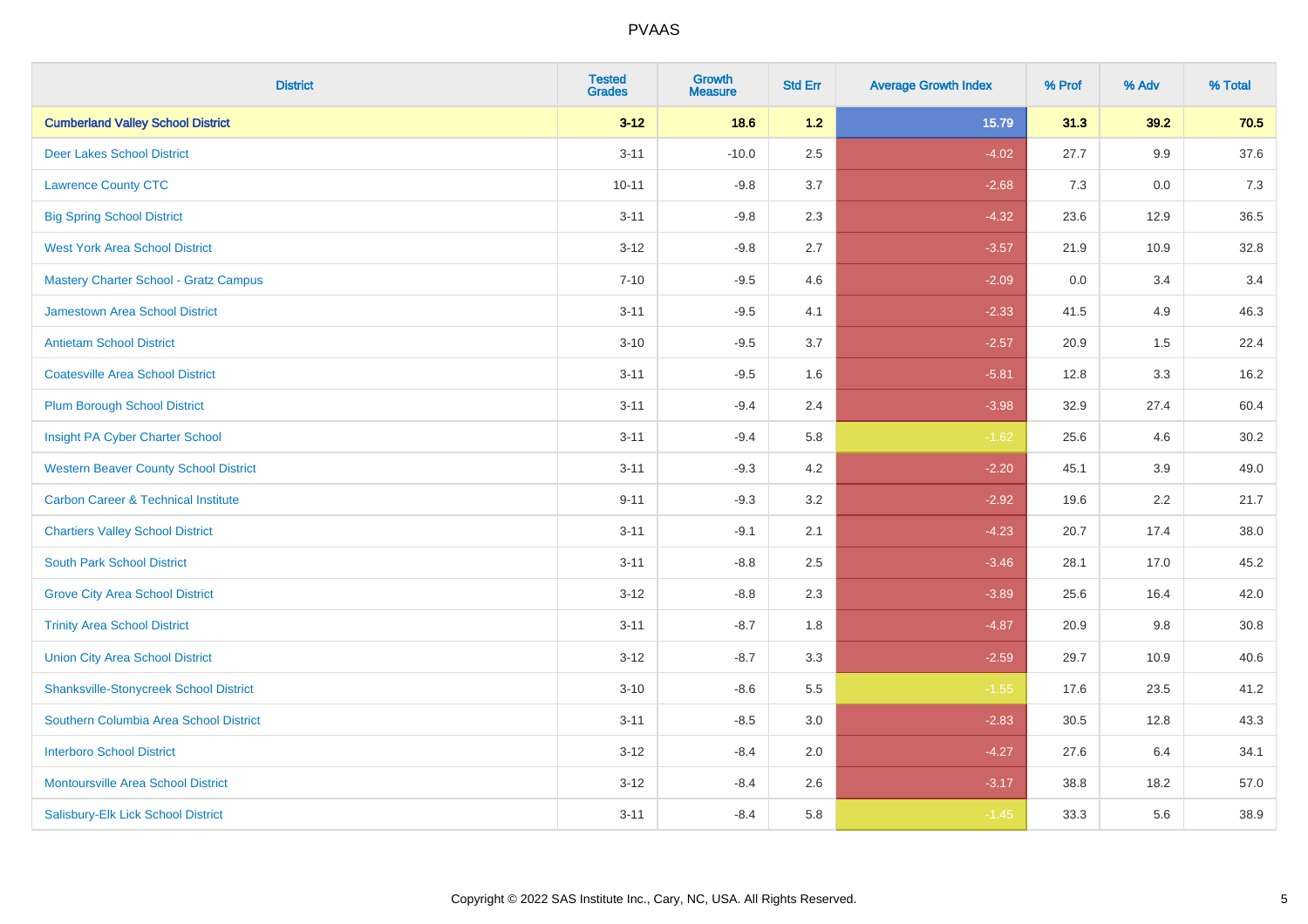| District | Tested Grades | Growth Measure | Std Err | Average Growth Index | % Prof | % Adv | % Total |
|---|---|---|---|---|---|---|---|
| **Cumberland Valley School District** | **3-12** | **18.6** | **1.2** | **15.79** | **31.3** | **39.2** | **70.5** |
| Deer Lakes School District | 3-11 | -10.0 | 2.5 | -4.02 | 27.7 | 9.9 | 37.6 |
| Lawrence County CTC | 10-11 | -9.8 | 3.7 | -2.68 | 7.3 | 0.0 | 7.3 |
| Big Spring School District | 3-11 | -9.8 | 2.3 | -4.32 | 23.6 | 12.9 | 36.5 |
| West York Area School District | 3-12 | -9.8 | 2.7 | -3.57 | 21.9 | 10.9 | 32.8 |
| Mastery Charter School - Gratz Campus | 7-10 | -9.5 | 4.6 | -2.09 | 0.0 | 3.4 | 3.4 |
| Jamestown Area School District | 3-11 | -9.5 | 4.1 | -2.33 | 41.5 | 4.9 | 46.3 |
| Antietam School District | 3-10 | -9.5 | 3.7 | -2.57 | 20.9 | 1.5 | 22.4 |
| Coatesville Area School District | 3-11 | -9.5 | 1.6 | -5.81 | 12.8 | 3.3 | 16.2 |
| Plum Borough School District | 3-11 | -9.4 | 2.4 | -3.98 | 32.9 | 27.4 | 60.4 |
| Insight PA Cyber Charter School | 3-11 | -9.4 | 5.8 | -1.62 | 25.6 | 4.6 | 30.2 |
| Western Beaver County School District | 3-11 | -9.3 | 4.2 | -2.20 | 45.1 | 3.9 | 49.0 |
| Carbon Career & Technical Institute | 9-11 | -9.3 | 3.2 | -2.92 | 19.6 | 2.2 | 21.7 |
| Chartiers Valley School District | 3-11 | -9.1 | 2.1 | -4.23 | 20.7 | 17.4 | 38.0 |
| South Park School District | 3-11 | -8.8 | 2.5 | -3.46 | 28.1 | 17.0 | 45.2 |
| Grove City Area School District | 3-12 | -8.8 | 2.3 | -3.89 | 25.6 | 16.4 | 42.0 |
| Trinity Area School District | 3-11 | -8.7 | 1.8 | -4.87 | 20.9 | 9.8 | 30.8 |
| Union City Area School District | 3-12 | -8.7 | 3.3 | -2.59 | 29.7 | 10.9 | 40.6 |
| Shanksville-Stonycreek School District | 3-10 | -8.6 | 5.5 | -1.55 | 17.6 | 23.5 | 41.2 |
| Southern Columbia Area School District | 3-11 | -8.5 | 3.0 | -2.83 | 30.5 | 12.8 | 43.3 |
| Interboro School District | 3-12 | -8.4 | 2.0 | -4.27 | 27.6 | 6.4 | 34.1 |
| Montoursville Area School District | 3-12 | -8.4 | 2.6 | -3.17 | 38.8 | 18.2 | 57.0 |
| Salisbury-Elk Lick School District | 3-11 | -8.4 | 5.8 | -1.45 | 33.3 | 5.6 | 38.9 |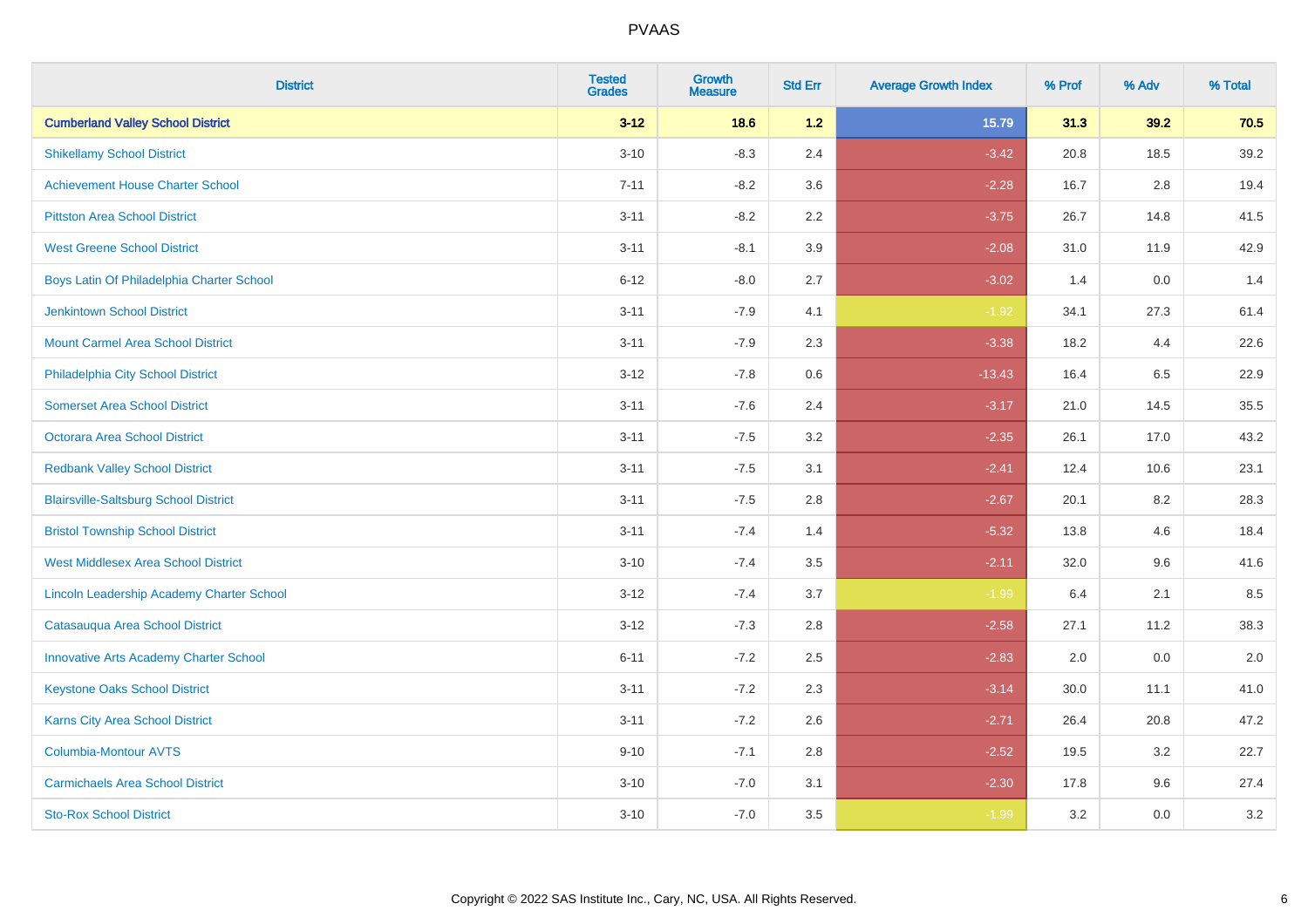# PVAAS

| District | Tested Grades | Growth Measure | Std Err | Average Growth Index | % Prof | % Adv | % Total |
|---|---|---|---|---|---|---|---|
| **Cumberland Valley School District** | **3-12** | **18.6** | **1.2** | **15.79** | **31.3** | **39.2** | **70.5** |
| Shikellamy School District | 3-10 | -8.3 | 2.4 | -3.42 | 20.8 | 18.5 | 39.2 |
| Achievement House Charter School | 7-11 | -8.2 | 3.6 | -2.28 | 16.7 | 2.8 | 19.4 |
| Pittston Area School District | 3-11 | -8.2 | 2.2 | -3.75 | 26.7 | 14.8 | 41.5 |
| West Greene School District | 3-11 | -8.1 | 3.9 | -2.08 | 31.0 | 11.9 | 42.9 |
| Boys Latin Of Philadelphia Charter School | 6-12 | -8.0 | 2.7 | -3.02 | 1.4 | 0.0 | 1.4 |
| Jenkintown School District | 3-11 | -7.9 | 4.1 | -1.92 | 34.1 | 27.3 | 61.4 |
| Mount Carmel Area School District | 3-11 | -7.9 | 2.3 | -3.38 | 18.2 | 4.4 | 22.6 |
| Philadelphia City School District | 3-12 | -7.8 | 0.6 | -13.43 | 16.4 | 6.5 | 22.9 |
| Somerset Area School District | 3-11 | -7.6 | 2.4 | -3.17 | 21.0 | 14.5 | 35.5 |
| Octorara Area School District | 3-11 | -7.5 | 3.2 | -2.35 | 26.1 | 17.0 | 43.2 |
| Redbank Valley School District | 3-11 | -7.5 | 3.1 | -2.41 | 12.4 | 10.6 | 23.1 |
| Blairsville-Saltsburg School District | 3-11 | -7.5 | 2.8 | -2.67 | 20.1 | 8.2 | 28.3 |
| Bristol Township School District | 3-11 | -7.4 | 1.4 | -5.32 | 13.8 | 4.6 | 18.4 |
| West Middlesex Area School District | 3-10 | -7.4 | 3.5 | -2.11 | 32.0 | 9.6 | 41.6 |
| Lincoln Leadership Academy Charter School | 3-12 | -7.4 | 3.7 | -1.99 | 6.4 | 2.1 | 8.5 |
| Catasauqua Area School District | 3-12 | -7.3 | 2.8 | -2.58 | 27.1 | 11.2 | 38.3 |
| Innovative Arts Academy Charter School | 6-11 | -7.2 | 2.5 | -2.83 | 2.0 | 0.0 | 2.0 |
| Keystone Oaks School District | 3-11 | -7.2 | 2.3 | -3.14 | 30.0 | 11.1 | 41.0 |
| Karns City Area School District | 3-11 | -7.2 | 2.6 | -2.71 | 26.4 | 20.8 | 47.2 |
| Columbia-Montour AVTS | 9-10 | -7.1 | 2.8 | -2.52 | 19.5 | 3.2 | 22.7 |
| Carmichaels Area School District | 3-10 | -7.0 | 3.1 | -2.30 | 17.8 | 9.6 | 27.4 |
| Sto-Rox School District | 3-10 | -7.0 | 3.5 | -1.99 | 3.2 | 0.0 | 3.2 |

Copyright © 2022 SAS Institute Inc., Cary, NC, USA. All Rights Reserved.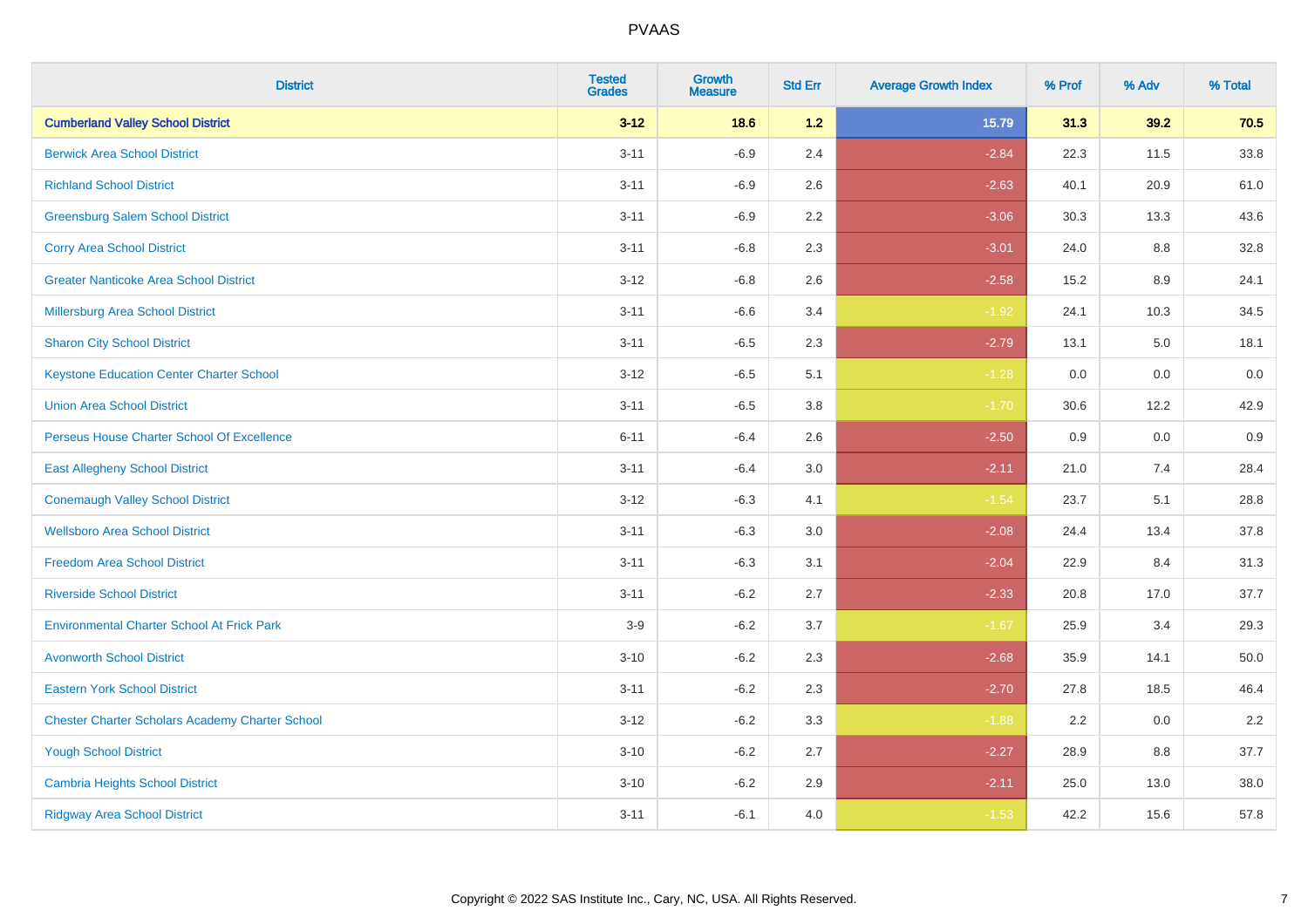| District | Tested Grades | Growth Measure | Std Err | Average Growth Index | % Prof | % Adv | % Total |
|---|---|---|---|---|---|---|---|
| **Cumberland Valley School District** | **3-12** | **18.6** | **1.2** | **15.79** | **31.3** | **39.2** | **70.5** |
| Berwick Area School District | 3-11 | -6.9 | 2.4 | -2.84 | 22.3 | 11.5 | 33.8 |
| Richland School District | 3-11 | -6.9 | 2.6 | -2.63 | 40.1 | 20.9 | 61.0 |
| Greensburg Salem School District | 3-11 | -6.9 | 2.2 | -3.06 | 30.3 | 13.3 | 43.6 |
| Corry Area School District | 3-11 | -6.8 | 2.3 | -3.01 | 24.0 | 8.8 | 32.8 |
| Greater Nanticoke Area School District | 3-12 | -6.8 | 2.6 | -2.58 | 15.2 | 8.9 | 24.1 |
| Millersburg Area School District | 3-11 | -6.6 | 3.4 | -1.92 | 24.1 | 10.3 | 34.5 |
| Sharon City School District | 3-11 | -6.5 | 2.3 | -2.79 | 13.1 | 5.0 | 18.1 |
| Keystone Education Center Charter School | 3-12 | -6.5 | 5.1 | -1.28 | 0.0 | 0.0 | 0.0 |
| Union Area School District | 3-11 | -6.5 | 3.8 | -1.70 | 30.6 | 12.2 | 42.9 |
| Perseus House Charter School Of Excellence | 6-11 | -6.4 | 2.6 | -2.50 | 0.9 | 0.0 | 0.9 |
| East Allegheny School District | 3-11 | -6.4 | 3.0 | -2.11 | 21.0 | 7.4 | 28.4 |
| Conemaugh Valley School District | 3-12 | -6.3 | 4.1 | -1.54 | 23.7 | 5.1 | 28.8 |
| Wellsboro Area School District | 3-11 | -6.3 | 3.0 | -2.08 | 24.4 | 13.4 | 37.8 |
| Freedom Area School District | 3-11 | -6.3 | 3.1 | -2.04 | 22.9 | 8.4 | 31.3 |
| Riverside School District | 3-11 | -6.2 | 2.7 | -2.33 | 20.8 | 17.0 | 37.7 |
| Environmental Charter School At Frick Park | 3-9 | -6.2 | 3.7 | -1.67 | 25.9 | 3.4 | 29.3 |
| Avonworth School District | 3-10 | -6.2 | 2.3 | -2.68 | 35.9 | 14.1 | 50.0 |
| Eastern York School District | 3-11 | -6.2 | 2.3 | -2.70 | 27.8 | 18.5 | 46.4 |
| Chester Charter Scholars Academy Charter School | 3-12 | -6.2 | 3.3 | -1.88 | 2.2 | 0.0 | 2.2 |
| Yough School District | 3-10 | -6.2 | 2.7 | -2.27 | 28.9 | 8.8 | 37.7 |
| Cambria Heights School District | 3-10 | -6.2 | 2.9 | -2.11 | 25.0 | 13.0 | 38.0 |
| Ridgway Area School District | 3-11 | -6.1 | 4.0 | -1.53 | 42.2 | 15.6 | 57.8 |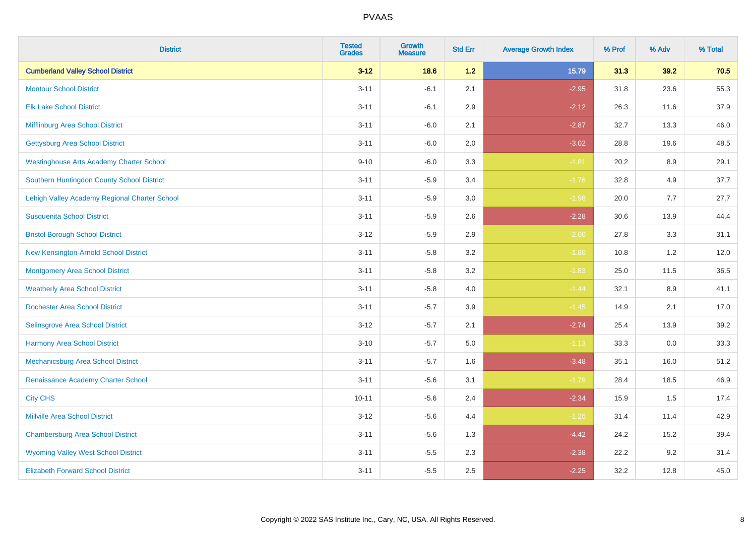# PVAAS

| District | Tested Grades | Growth Measure | Std Err | Average Growth Index | % Prof | % Adv | % Total |
|---|---|---|---|---|---|---|---|
| **Cumberland Valley School District** | **3-12** | **18.6** | **1.2** | **15.79** | **31.3** | **39.2** | **70.5** |
| Montour School District | 3-11 | -6.1 | 2.1 | -2.95 | 31.8 | 23.6 | 55.3 |
| Elk Lake School District | 3-11 | -6.1 | 2.9 | -2.12 | 26.3 | 11.6 | 37.9 |
| Mifflinburg Area School District | 3-11 | -6.0 | 2.1 | -2.87 | 32.7 | 13.3 | 46.0 |
| Gettysburg Area School District | 3-11 | -6.0 | 2.0 | -3.02 | 28.8 | 19.6 | 48.5 |
| Westinghouse Arts Academy Charter School | 9-10 | -6.0 | 3.3 | -1.81 | 20.2 | 8.9 | 29.1 |
| Southern Huntingdon County School District | 3-11 | -5.9 | 3.4 | -1.76 | 32.8 | 4.9 | 37.7 |
| Lehigh Valley Academy Regional Charter School | 3-11 | -5.9 | 3.0 | -1.98 | 20.0 | 7.7 | 27.7 |
| Susquenita School District | 3-11 | -5.9 | 2.6 | -2.28 | 30.6 | 13.9 | 44.4 |
| Bristol Borough School District | 3-12 | -5.9 | 2.9 | -2.00 | 27.8 | 3.3 | 31.1 |
| New Kensington-Arnold School District | 3-11 | -5.8 | 3.2 | -1.80 | 10.8 | 1.2 | 12.0 |
| Montgomery Area School District | 3-11 | -5.8 | 3.2 | -1.83 | 25.0 | 11.5 | 36.5 |
| Weatherly Area School District | 3-11 | -5.8 | 4.0 | -1.44 | 32.1 | 8.9 | 41.1 |
| Rochester Area School District | 3-11 | -5.7 | 3.9 | -1.45 | 14.9 | 2.1 | 17.0 |
| Selinsgrove Area School District | 3-12 | -5.7 | 2.1 | -2.74 | 25.4 | 13.9 | 39.2 |
| Harmony Area School District | 3-10 | -5.7 | 5.0 | -1.13 | 33.3 | 0.0 | 33.3 |
| Mechanicsburg Area School District | 3-11 | -5.7 | 1.6 | -3.48 | 35.1 | 16.0 | 51.2 |
| Renaissance Academy Charter School | 3-11 | -5.6 | 3.1 | -1.79 | 28.4 | 18.5 | 46.9 |
| City CHS | 10-11 | -5.6 | 2.4 | -2.34 | 15.9 | 1.5 | 17.4 |
| Millville Area School District | 3-12 | -5.6 | 4.4 | -1.26 | 31.4 | 11.4 | 42.9 |
| Chambersburg Area School District | 3-11 | -5.6 | 1.3 | -4.42 | 24.2 | 15.2 | 39.4 |
| Wyoming Valley West School District | 3-11 | -5.5 | 2.3 | -2.38 | 22.2 | 9.2 | 31.4 |
| Elizabeth Forward School District | 3-11 | -5.5 | 2.5 | -2.25 | 32.2 | 12.8 | 45.0 |

Copyright © 2022 SAS Institute Inc., Cary, NC, USA. All Rights Reserved.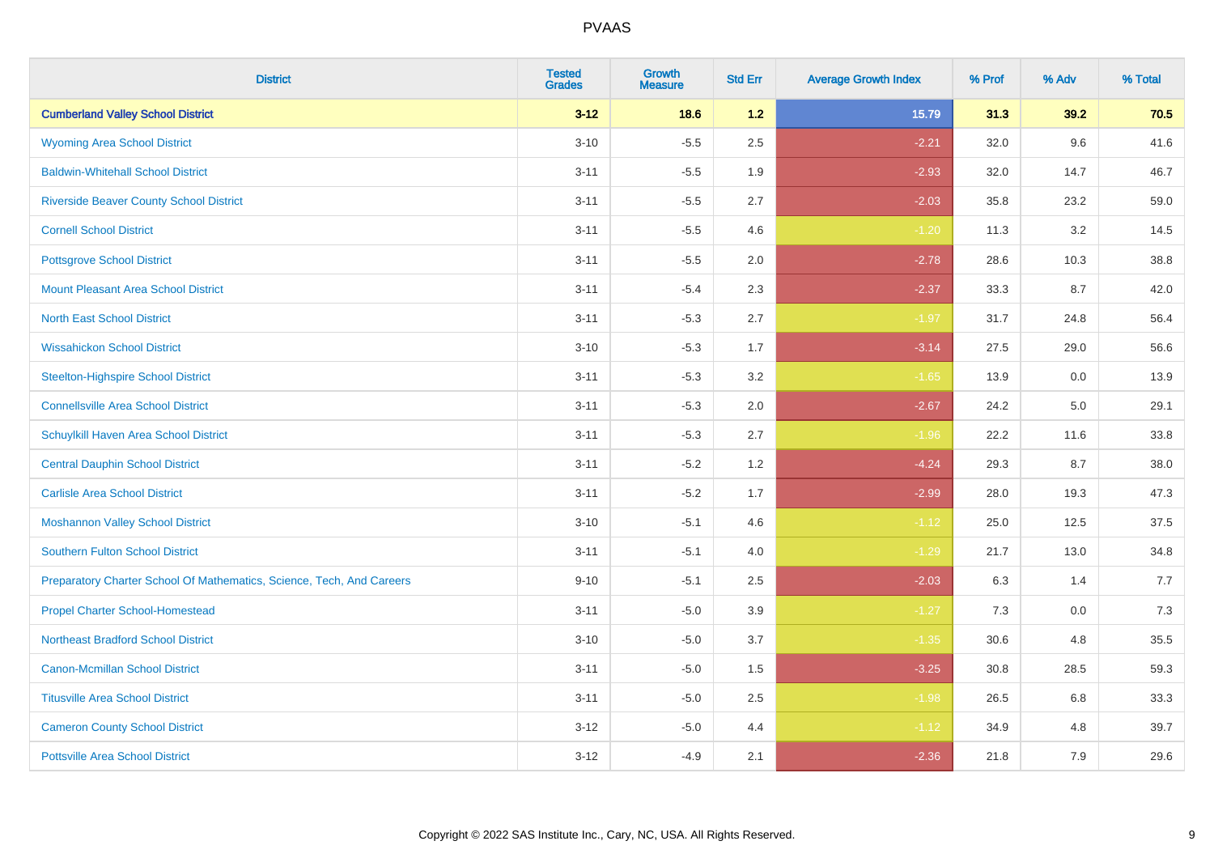# PVAAS

| District | Tested Grades | Growth Measure | Std Err | Average Growth Index | % Prof | % Adv | % Total |
|---|---|---|---|---|---|---|---|
| **Cumberland Valley School District** | **3-12** | **18.6** | **1.2** | **15.79** | **31.3** | **39.2** | **70.5** |
| Wyoming Area School District | 3-10 | -5.5 | 2.5 | -2.21 | 32.0 | 9.6 | 41.6 |
| Baldwin-Whitehall School District | 3-11 | -5.5 | 1.9 | -2.93 | 32.0 | 14.7 | 46.7 |
| Riverside Beaver County School District | 3-11 | -5.5 | 2.7 | -2.03 | 35.8 | 23.2 | 59.0 |
| Cornell School District | 3-11 | -5.5 | 4.6 | -1.20 | 11.3 | 3.2 | 14.5 |
| Pottsgrove School District | 3-11 | -5.5 | 2.0 | -2.78 | 28.6 | 10.3 | 38.8 |
| Mount Pleasant Area School District | 3-11 | -5.4 | 2.3 | -2.37 | 33.3 | 8.7 | 42.0 |
| North East School District | 3-11 | -5.3 | 2.7 | -1.97 | 31.7 | 24.8 | 56.4 |
| Wissahickon School District | 3-10 | -5.3 | 1.7 | -3.14 | 27.5 | 29.0 | 56.6 |
| Steelton-Highspire School District | 3-11 | -5.3 | 3.2 | -1.65 | 13.9 | 0.0 | 13.9 |
| Connellsville Area School District | 3-11 | -5.3 | 2.0 | -2.67 | 24.2 | 5.0 | 29.1 |
| Schuylkill Haven Area School District | 3-11 | -5.3 | 2.7 | -1.96 | 22.2 | 11.6 | 33.8 |
| Central Dauphin School District | 3-11 | -5.2 | 1.2 | -4.24 | 29.3 | 8.7 | 38.0 |
| Carlisle Area School District | 3-11 | -5.2 | 1.7 | -2.99 | 28.0 | 19.3 | 47.3 |
| Moshannon Valley School District | 3-10 | -5.1 | 4.6 | -1.12 | 25.0 | 12.5 | 37.5 |
| Southern Fulton School District | 3-11 | -5.1 | 4.0 | -1.29 | 21.7 | 13.0 | 34.8 |
| Preparatory Charter School Of Mathematics, Science, Tech, And Careers | 9-10 | -5.1 | 2.5 | -2.03 | 6.3 | 1.4 | 7.7 |
| Propel Charter School-Homestead | 3-11 | -5.0 | 3.9 | -1.27 | 7.3 | 0.0 | 7.3 |
| Northeast Bradford School District | 3-10 | -5.0 | 3.7 | -1.35 | 30.6 | 4.8 | 35.5 |
| Canon-Mcmillan School District | 3-11 | -5.0 | 1.5 | -3.25 | 30.8 | 28.5 | 59.3 |
| Titusville Area School District | 3-11 | -5.0 | 2.5 | -1.98 | 26.5 | 6.8 | 33.3 |
| Cameron County School District | 3-12 | -5.0 | 4.4 | -1.12 | 34.9 | 4.8 | 39.7 |
| Pottsville Area School District | 3-12 | -4.9 | 2.1 | -2.36 | 21.8 | 7.9 | 29.6 |

Copyright © 2022 SAS Institute Inc., Cary, NC, USA. All Rights Reserved.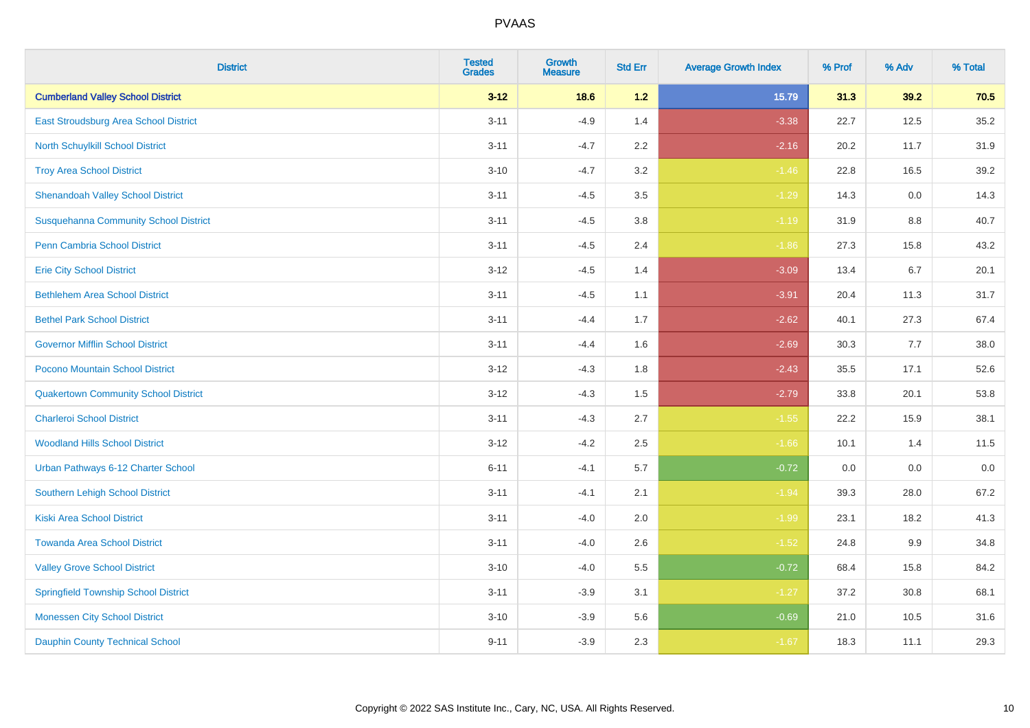| District | Tested Grades | Growth Measure | Std Err | Average Growth Index | % Prof | % Adv | % Total |
|---|---|---|---|---|---|---|---|
| **Cumberland Valley School District** | **3-12** | **18.6** | **1.2** | **15.79** | **31.3** | **39.2** | **70.5** |
| East Stroudsburg Area School District | 3-11 | -4.9 | 1.4 | -3.38 | 22.7 | 12.5 | 35.2 |
| North Schuylkill School District | 3-11 | -4.7 | 2.2 | -2.16 | 20.2 | 11.7 | 31.9 |
| Troy Area School District | 3-10 | -4.7 | 3.2 | -1.46 | 22.8 | 16.5 | 39.2 |
| Shenandoah Valley School District | 3-11 | -4.5 | 3.5 | -1.29 | 14.3 | 0.0 | 14.3 |
| Susquehanna Community School District | 3-11 | -4.5 | 3.8 | -1.19 | 31.9 | 8.8 | 40.7 |
| Penn Cambria School District | 3-11 | -4.5 | 2.4 | -1.86 | 27.3 | 15.8 | 43.2 |
| Erie City School District | 3-12 | -4.5 | 1.4 | -3.09 | 13.4 | 6.7 | 20.1 |
| Bethlehem Area School District | 3-11 | -4.5 | 1.1 | -3.91 | 20.4 | 11.3 | 31.7 |
| Bethel Park School District | 3-11 | -4.4 | 1.7 | -2.62 | 40.1 | 27.3 | 67.4 |
| Governor Mifflin School District | 3-11 | -4.4 | 1.6 | -2.69 | 30.3 | 7.7 | 38.0 |
| Pocono Mountain School District | 3-12 | -4.3 | 1.8 | -2.43 | 35.5 | 17.1 | 52.6 |
| Quakertown Community School District | 3-12 | -4.3 | 1.5 | -2.79 | 33.8 | 20.1 | 53.8 |
| Charleroi School District | 3-11 | -4.3 | 2.7 | -1.55 | 22.2 | 15.9 | 38.1 |
| Woodland Hills School District | 3-12 | -4.2 | 2.5 | -1.66 | 10.1 | 1.4 | 11.5 |
| Urban Pathways 6-12 Charter School | 6-11 | -4.1 | 5.7 | -0.72 | 0.0 | 0.0 | 0.0 |
| Southern Lehigh School District | 3-11 | -4.1 | 2.1 | -1.94 | 39.3 | 28.0 | 67.2 |
| Kiski Area School District | 3-11 | -4.0 | 2.0 | -1.99 | 23.1 | 18.2 | 41.3 |
| Towanda Area School District | 3-11 | -4.0 | 2.6 | -1.52 | 24.8 | 9.9 | 34.8 |
| Valley Grove School District | 3-10 | -4.0 | 5.5 | -0.72 | 68.4 | 15.8 | 84.2 |
| Springfield Township School District | 3-11 | -3.9 | 3.1 | -1.27 | 37.2 | 30.8 | 68.1 |
| Monessen City School District | 3-10 | -3.9 | 5.6 | -0.69 | 21.0 | 10.5 | 31.6 |
| Dauphin County Technical School | 9-11 | -3.9 | 2.3 | -1.67 | 18.3 | 11.1 | 29.3 |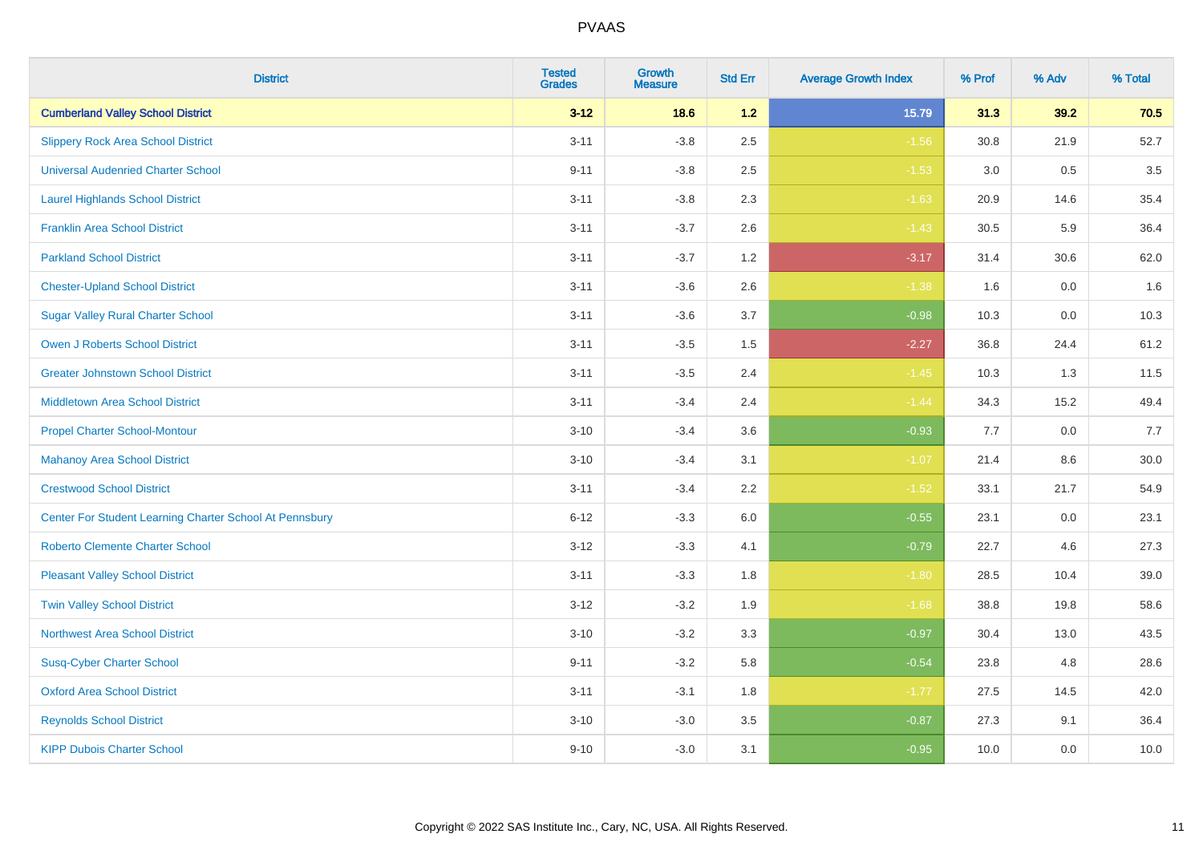| District | Tested Grades | Growth Measure | Std Err | Average Growth Index | % Prof | % Adv | % Total |
|---|---|---|---|---|---|---|---|
| **Cumberland Valley School District** | **3-12** | **18.6** | **1.2** | **15.79** | **31.3** | **39.2** | **70.5** |
| Slippery Rock Area School District | 3-11 | -3.8 | 2.5 | -1.56 | 30.8 | 21.9 | 52.7 |
| Universal Audenried Charter School | 9-11 | -3.8 | 2.5 | -1.53 | 3.0 | 0.5 | 3.5 |
| Laurel Highlands School District | 3-11 | -3.8 | 2.3 | -1.63 | 20.9 | 14.6 | 35.4 |
| Franklin Area School District | 3-11 | -3.7 | 2.6 | -1.43 | 30.5 | 5.9 | 36.4 |
| Parkland School District | 3-11 | -3.7 | 1.2 | -3.17 | 31.4 | 30.6 | 62.0 |
| Chester-Upland School District | 3-11 | -3.6 | 2.6 | -1.38 | 1.6 | 0.0 | 1.6 |
| Sugar Valley Rural Charter School | 3-11 | -3.6 | 3.7 | -0.98 | 10.3 | 0.0 | 10.3 |
| Owen J Roberts School District | 3-11 | -3.5 | 1.5 | -2.27 | 36.8 | 24.4 | 61.2 |
| Greater Johnstown School District | 3-11 | -3.5 | 2.4 | -1.45 | 10.3 | 1.3 | 11.5 |
| Middletown Area School District | 3-11 | -3.4 | 2.4 | -1.44 | 34.3 | 15.2 | 49.4 |
| Propel Charter School-Montour | 3-10 | -3.4 | 3.6 | -0.93 | 7.7 | 0.0 | 7.7 |
| Mahanoy Area School District | 3-10 | -3.4 | 3.1 | -1.07 | 21.4 | 8.6 | 30.0 |
| Crestwood School District | 3-11 | -3.4 | 2.2 | -1.52 | 33.1 | 21.7 | 54.9 |
| Center For Student Learning Charter School At Pennsbury | 6-12 | -3.3 | 6.0 | -0.55 | 23.1 | 0.0 | 23.1 |
| Roberto Clemente Charter School | 3-12 | -3.3 | 4.1 | -0.79 | 22.7 | 4.6 | 27.3 |
| Pleasant Valley School District | 3-11 | -3.3 | 1.8 | -1.80 | 28.5 | 10.4 | 39.0 |
| Twin Valley School District | 3-12 | -3.2 | 1.9 | -1.68 | 38.8 | 19.8 | 58.6 |
| Northwest Area School District | 3-10 | -3.2 | 3.3 | -0.97 | 30.4 | 13.0 | 43.5 |
| Susq-Cyber Charter School | 9-11 | -3.2 | 5.8 | -0.54 | 23.8 | 4.8 | 28.6 |
| Oxford Area School District | 3-11 | -3.1 | 1.8 | -1.77 | 27.5 | 14.5 | 42.0 |
| Reynolds School District | 3-10 | -3.0 | 3.5 | -0.87 | 27.3 | 9.1 | 36.4 |
| KIPP Dubois Charter School | 9-10 | -3.0 | 3.1 | -0.95 | 10.0 | 0.0 | 10.0 |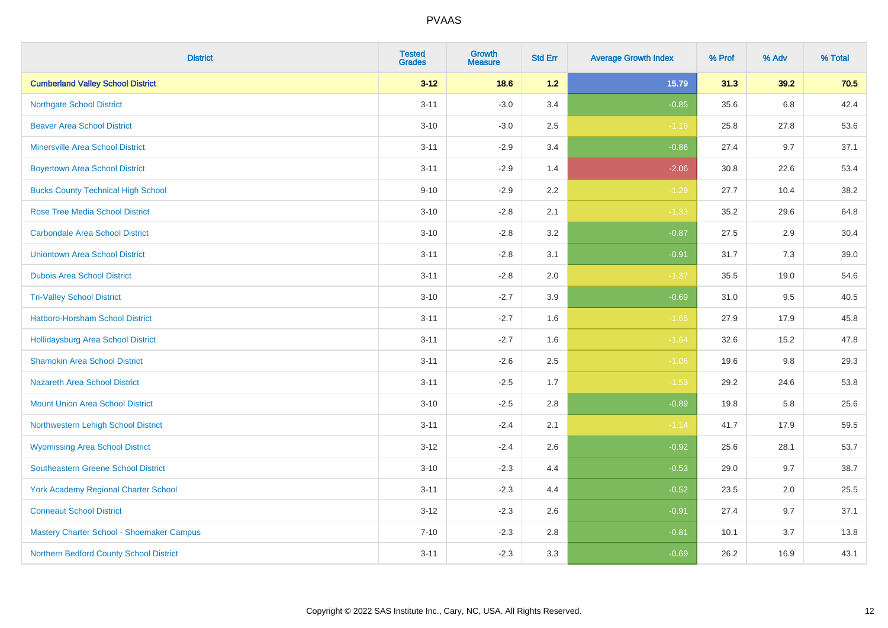# PVAAS

| District | Tested Grades | Growth Measure | Std Err | Average Growth Index | % Prof | % Adv | % Total |
|---|---|---|---|---|---|---|---|
| **Cumberland Valley School District** | **3-12** | **18.6** | **1.2** | **15.79** | **31.3** | **39.2** | **70.5** |
| Northgate School District | 3-11 | -3.0 | 3.4 | -0.85 | 35.6 | 6.8 | 42.4 |
| Beaver Area School District | 3-10 | -3.0 | 2.5 | -1.16 | 25.8 | 27.8 | 53.6 |
| Minersville Area School District | 3-11 | -2.9 | 3.4 | -0.86 | 27.4 | 9.7 | 37.1 |
| Boyertown Area School District | 3-11 | -2.9 | 1.4 | -2.06 | 30.8 | 22.6 | 53.4 |
| Bucks County Technical High School | 9-10 | -2.9 | 2.2 | -1.29 | 27.7 | 10.4 | 38.2 |
| Rose Tree Media School District | 3-10 | -2.8 | 2.1 | -1.33 | 35.2 | 29.6 | 64.8 |
| Carbondale Area School District | 3-10 | -2.8 | 3.2 | -0.87 | 27.5 | 2.9 | 30.4 |
| Uniontown Area School District | 3-11 | -2.8 | 3.1 | -0.91 | 31.7 | 7.3 | 39.0 |
| Dubois Area School District | 3-11 | -2.8 | 2.0 | -1.37 | 35.5 | 19.0 | 54.6 |
| Tri-Valley School District | 3-10 | -2.7 | 3.9 | -0.69 | 31.0 | 9.5 | 40.5 |
| Hatboro-Horsham School District | 3-11 | -2.7 | 1.6 | -1.65 | 27.9 | 17.9 | 45.8 |
| Hollidaysburg Area School District | 3-11 | -2.7 | 1.6 | -1.64 | 32.6 | 15.2 | 47.8 |
| Shamokin Area School District | 3-11 | -2.6 | 2.5 | -1.06 | 19.6 | 9.8 | 29.3 |
| Nazareth Area School District | 3-11 | -2.5 | 1.7 | -1.53 | 29.2 | 24.6 | 53.8 |
| Mount Union Area School District | 3-10 | -2.5 | 2.8 | -0.89 | 19.8 | 5.8 | 25.6 |
| Northwestern Lehigh School District | 3-11 | -2.4 | 2.1 | -1.14 | 41.7 | 17.9 | 59.5 |
| Wyomissing Area School District | 3-12 | -2.4 | 2.6 | -0.92 | 25.6 | 28.1 | 53.7 |
| Southeastern Greene School District | 3-10 | -2.3 | 4.4 | -0.53 | 29.0 | 9.7 | 38.7 |
| York Academy Regional Charter School | 3-11 | -2.3 | 4.4 | -0.52 | 23.5 | 2.0 | 25.5 |
| Conneaut School District | 3-12 | -2.3 | 2.6 | -0.91 | 27.4 | 9.7 | 37.1 |
| Mastery Charter School - Shoemaker Campus | 7-10 | -2.3 | 2.8 | -0.81 | 10.1 | 3.7 | 13.8 |
| Northern Bedford County School District | 3-11 | -2.3 | 3.3 | -0.69 | 26.2 | 16.9 | 43.1 |

Copyright © 2022 SAS Institute Inc., Cary, NC, USA. All Rights Reserved.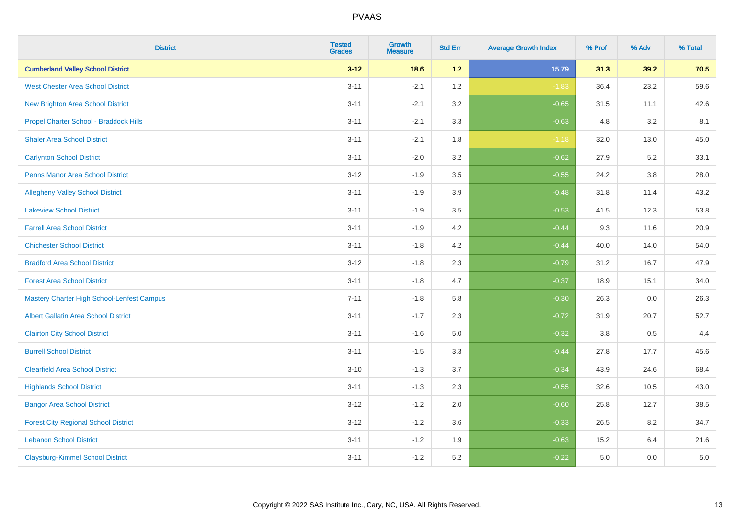| District | Tested Grades | Growth Measure | Std Err | Average Growth Index | % Prof | % Adv | % Total |
|---|---|---|---|---|---|---|---|
| **Cumberland Valley School District** | **3-12** | **18.6** | **1.2** | **15.79** | **31.3** | **39.2** | **70.5** |
| West Chester Area School District | 3-11 | -2.1 | 1.2 | -1.83 | 36.4 | 23.2 | 59.6 |
| New Brighton Area School District | 3-11 | -2.1 | 3.2 | -0.65 | 31.5 | 11.1 | 42.6 |
| Propel Charter School - Braddock Hills | 3-11 | -2.1 | 3.3 | -0.63 | 4.8 | 3.2 | 8.1 |
| Shaler Area School District | 3-11 | -2.1 | 1.8 | -1.18 | 32.0 | 13.0 | 45.0 |
| Carlynton School District | 3-11 | -2.0 | 3.2 | -0.62 | 27.9 | 5.2 | 33.1 |
| Penns Manor Area School District | 3-12 | -1.9 | 3.5 | -0.55 | 24.2 | 3.8 | 28.0 |
| Allegheny Valley School District | 3-11 | -1.9 | 3.9 | -0.48 | 31.8 | 11.4 | 43.2 |
| Lakeview School District | 3-11 | -1.9 | 3.5 | -0.53 | 41.5 | 12.3 | 53.8 |
| Farrell Area School District | 3-11 | -1.9 | 4.2 | -0.44 | 9.3 | 11.6 | 20.9 |
| Chichester School District | 3-11 | -1.8 | 4.2 | -0.44 | 40.0 | 14.0 | 54.0 |
| Bradford Area School District | 3-12 | -1.8 | 2.3 | -0.79 | 31.2 | 16.7 | 47.9 |
| Forest Area School District | 3-11 | -1.8 | 4.7 | -0.37 | 18.9 | 15.1 | 34.0 |
| Mastery Charter High School-Lenfest Campus | 7-11 | -1.8 | 5.8 | -0.30 | 26.3 | 0.0 | 26.3 |
| Albert Gallatin Area School District | 3-11 | -1.7 | 2.3 | -0.72 | 31.9 | 20.7 | 52.7 |
| Clairton City School District | 3-11 | -1.6 | 5.0 | -0.32 | 3.8 | 0.5 | 4.4 |
| Burrell School District | 3-11 | -1.5 | 3.3 | -0.44 | 27.8 | 17.7 | 45.6 |
| Clearfield Area School District | 3-10 | -1.3 | 3.7 | -0.34 | 43.9 | 24.6 | 68.4 |
| Highlands School District | 3-11 | -1.3 | 2.3 | -0.55 | 32.6 | 10.5 | 43.0 |
| Bangor Area School District | 3-12 | -1.2 | 2.0 | -0.60 | 25.8 | 12.7 | 38.5 |
| Forest City Regional School District | 3-12 | -1.2 | 3.6 | -0.33 | 26.5 | 8.2 | 34.7 |
| Lebanon School District | 3-11 | -1.2 | 1.9 | -0.63 | 15.2 | 6.4 | 21.6 |
| Claysburg-Kimmel School District | 3-11 | -1.2 | 5.2 | -0.22 | 5.0 | 0.0 | 5.0 |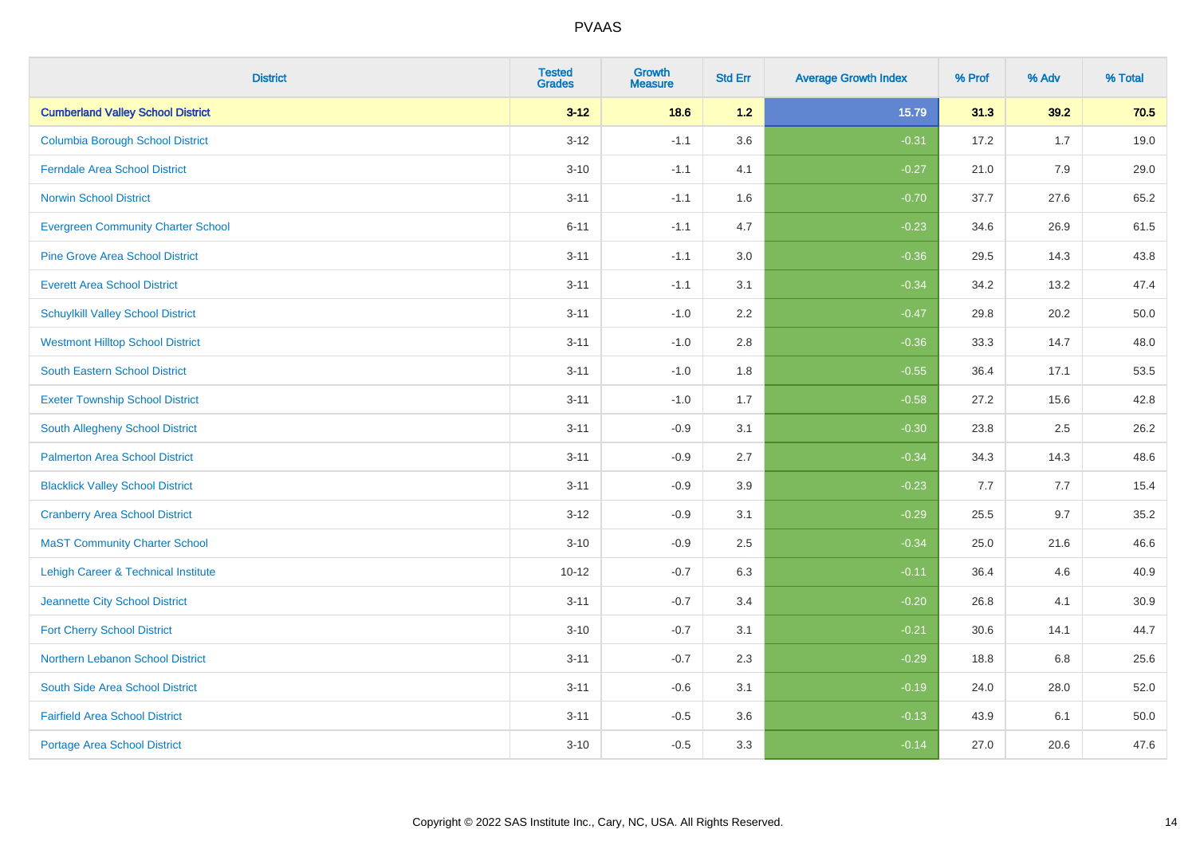| District | Tested Grades | Growth Measure | Std Err | Average Growth Index | % Prof | % Adv | % Total |
|---|---|---|---|---|---|---|---|
| **Cumberland Valley School District** | **3-12** | **18.6** | **1.2** | **15.79** | **31.3** | **39.2** | **70.5** |
| Columbia Borough School District | 3-12 | -1.1 | 3.6 | -0.31 | 17.2 | 1.7 | 19.0 |
| Ferndale Area School District | 3-10 | -1.1 | 4.1 | -0.27 | 21.0 | 7.9 | 29.0 |
| Norwin School District | 3-11 | -1.1 | 1.6 | -0.70 | 37.7 | 27.6 | 65.2 |
| Evergreen Community Charter School | 6-11 | -1.1 | 4.7 | -0.23 | 34.6 | 26.9 | 61.5 |
| Pine Grove Area School District | 3-11 | -1.1 | 3.0 | -0.36 | 29.5 | 14.3 | 43.8 |
| Everett Area School District | 3-11 | -1.1 | 3.1 | -0.34 | 34.2 | 13.2 | 47.4 |
| Schuylkill Valley School District | 3-11 | -1.0 | 2.2 | -0.47 | 29.8 | 20.2 | 50.0 |
| Westmont Hilltop School District | 3-11 | -1.0 | 2.8 | -0.36 | 33.3 | 14.7 | 48.0 |
| South Eastern School District | 3-11 | -1.0 | 1.8 | -0.55 | 36.4 | 17.1 | 53.5 |
| Exeter Township School District | 3-11 | -1.0 | 1.7 | -0.58 | 27.2 | 15.6 | 42.8 |
| South Allegheny School District | 3-11 | -0.9 | 3.1 | -0.30 | 23.8 | 2.5 | 26.2 |
| Palmerton Area School District | 3-11 | -0.9 | 2.7 | -0.34 | 34.3 | 14.3 | 48.6 |
| Blacklick Valley School District | 3-11 | -0.9 | 3.9 | -0.23 | 7.7 | 7.7 | 15.4 |
| Cranberry Area School District | 3-12 | -0.9 | 3.1 | -0.29 | 25.5 | 9.7 | 35.2 |
| MaST Community Charter School | 3-10 | -0.9 | 2.5 | -0.34 | 25.0 | 21.6 | 46.6 |
| Lehigh Career & Technical Institute | 10-12 | -0.7 | 6.3 | -0.11 | 36.4 | 4.6 | 40.9 |
| Jeannette City School District | 3-11 | -0.7 | 3.4 | -0.20 | 26.8 | 4.1 | 30.9 |
| Fort Cherry School District | 3-10 | -0.7 | 3.1 | -0.21 | 30.6 | 14.1 | 44.7 |
| Northern Lebanon School District | 3-11 | -0.7 | 2.3 | -0.29 | 18.8 | 6.8 | 25.6 |
| South Side Area School District | 3-11 | -0.6 | 3.1 | -0.19 | 24.0 | 28.0 | 52.0 |
| Fairfield Area School District | 3-11 | -0.5 | 3.6 | -0.13 | 43.9 | 6.1 | 50.0 |
| Portage Area School District | 3-10 | -0.5 | 3.3 | -0.14 | 27.0 | 20.6 | 47.6 |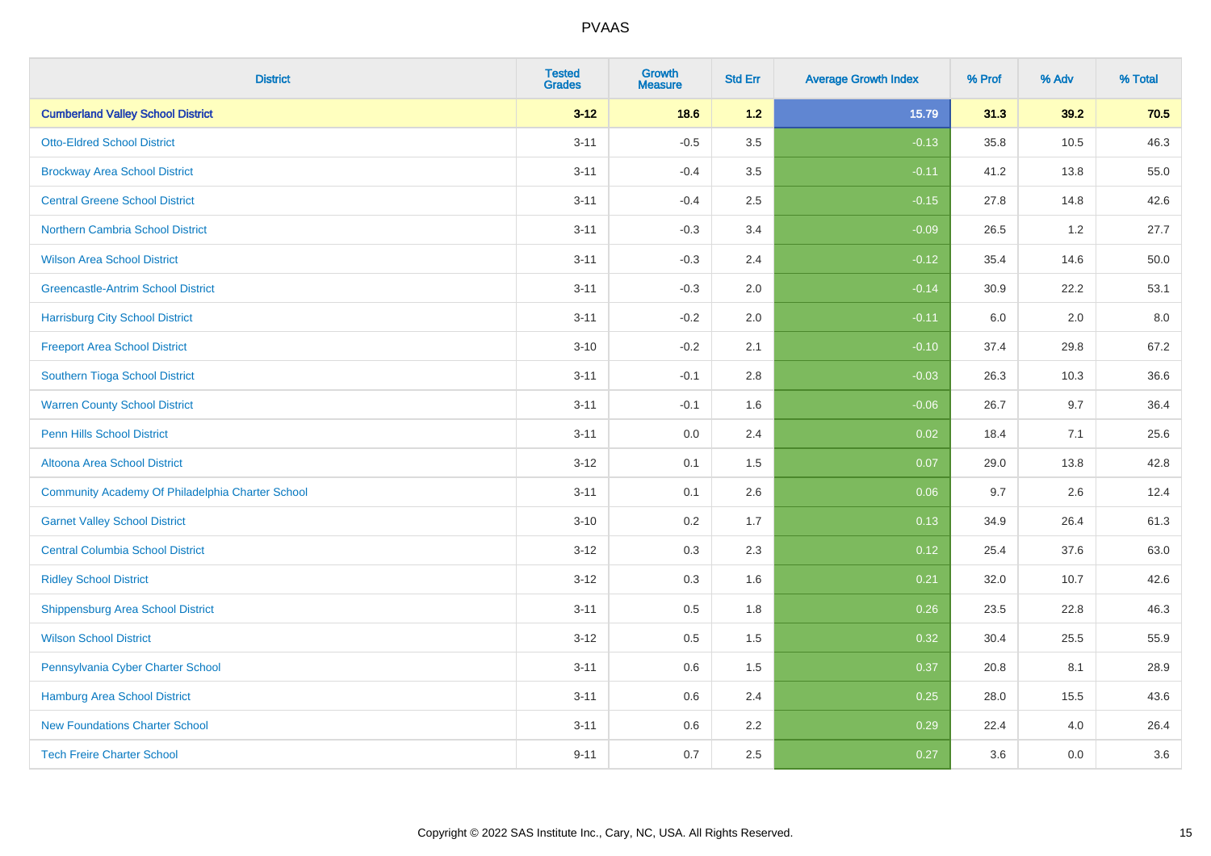# PVAAS

| District | Tested Grades | Growth Measure | Std Err | Average Growth Index | % Prof | % Adv | % Total |
|---|---|---|---|---|---|---|---|
| **Cumberland Valley School District** | **3-12** | **18.6** | **1.2** | **15.79** | **31.3** | **39.2** | **70.5** |
| Otto-Eldred School District | 3-11 | -0.5 | 3.5 | -0.13 | 35.8 | 10.5 | 46.3 |
| Brockway Area School District | 3-11 | -0.4 | 3.5 | -0.11 | 41.2 | 13.8 | 55.0 |
| Central Greene School District | 3-11 | -0.4 | 2.5 | -0.15 | 27.8 | 14.8 | 42.6 |
| Northern Cambria School District | 3-11 | -0.3 | 3.4 | -0.09 | 26.5 | 1.2 | 27.7 |
| Wilson Area School District | 3-11 | -0.3 | 2.4 | -0.12 | 35.4 | 14.6 | 50.0 |
| Greencastle-Antrim School District | 3-11 | -0.3 | 2.0 | -0.14 | 30.9 | 22.2 | 53.1 |
| Harrisburg City School District | 3-11 | -0.2 | 2.0 | -0.11 | 6.0 | 2.0 | 8.0 |
| Freeport Area School District | 3-10 | -0.2 | 2.1 | -0.10 | 37.4 | 29.8 | 67.2 |
| Southern Tioga School District | 3-11 | -0.1 | 2.8 | -0.03 | 26.3 | 10.3 | 36.6 |
| Warren County School District | 3-11 | -0.1 | 1.6 | -0.06 | 26.7 | 9.7 | 36.4 |
| Penn Hills School District | 3-11 | 0.0 | 2.4 | 0.02 | 18.4 | 7.1 | 25.6 |
| Altoona Area School District | 3-12 | 0.1 | 1.5 | 0.07 | 29.0 | 13.8 | 42.8 |
| Community Academy Of Philadelphia Charter School | 3-11 | 0.1 | 2.6 | 0.06 | 9.7 | 2.6 | 12.4 |
| Garnet Valley School District | 3-10 | 0.2 | 1.7 | 0.13 | 34.9 | 26.4 | 61.3 |
| Central Columbia School District | 3-12 | 0.3 | 2.3 | 0.12 | 25.4 | 37.6 | 63.0 |
| Ridley School District | 3-12 | 0.3 | 1.6 | 0.21 | 32.0 | 10.7 | 42.6 |
| Shippensburg Area School District | 3-11 | 0.5 | 1.8 | 0.26 | 23.5 | 22.8 | 46.3 |
| Wilson School District | 3-12 | 0.5 | 1.5 | 0.32 | 30.4 | 25.5 | 55.9 |
| Pennsylvania Cyber Charter School | 3-11 | 0.6 | 1.5 | 0.37 | 20.8 | 8.1 | 28.9 |
| Hamburg Area School District | 3-11 | 0.6 | 2.4 | 0.25 | 28.0 | 15.5 | 43.6 |
| New Foundations Charter School | 3-11 | 0.6 | 2.2 | 0.29 | 22.4 | 4.0 | 26.4 |
| Tech Freire Charter School | 9-11 | 0.7 | 2.5 | 0.27 | 3.6 | 0.0 | 3.6 |

Copyright © 2022 SAS Institute Inc., Cary, NC, USA. All Rights Reserved.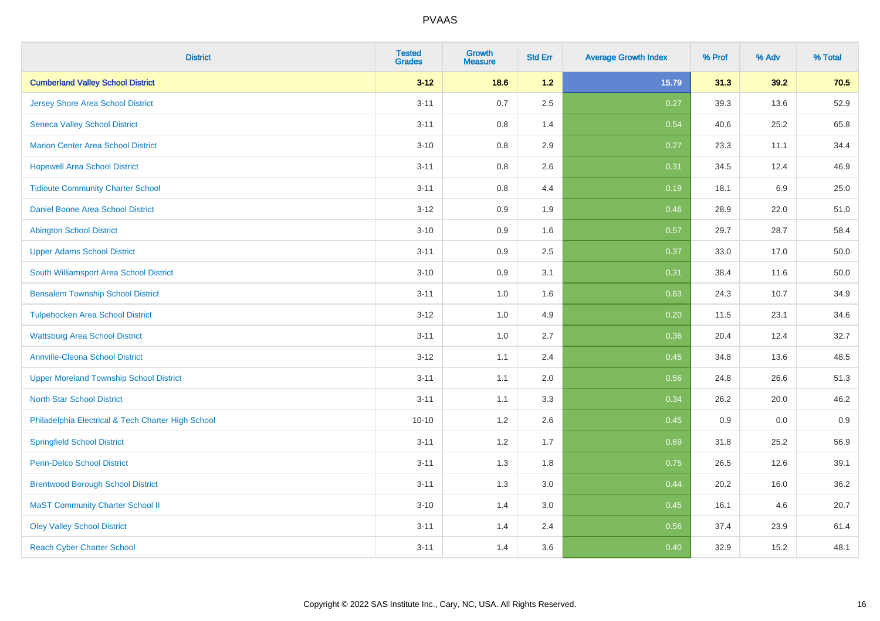| District | Tested Grades | Growth Measure | Std Err | Average Growth Index | % Prof | % Adv | % Total |
|---|---|---|---|---|---|---|---|
| **Cumberland Valley School District** | **3-12** | **18.6** | **1.2** | **15.79** | **31.3** | **39.2** | **70.5** |
| Jersey Shore Area School District | 3-11 | 0.7 | 2.5 | 0.27 | 39.3 | 13.6 | 52.9 |
| Seneca Valley School District | 3-11 | 0.8 | 1.4 | 0.54 | 40.6 | 25.2 | 65.8 |
| Marion Center Area School District | 3-10 | 0.8 | 2.9 | 0.27 | 23.3 | 11.1 | 34.4 |
| Hopewell Area School District | 3-11 | 0.8 | 2.6 | 0.31 | 34.5 | 12.4 | 46.9 |
| Tidioute Community Charter School | 3-11 | 0.8 | 4.4 | 0.19 | 18.1 | 6.9 | 25.0 |
| Daniel Boone Area School District | 3-12 | 0.9 | 1.9 | 0.46 | 28.9 | 22.0 | 51.0 |
| Abington School District | 3-10 | 0.9 | 1.6 | 0.57 | 29.7 | 28.7 | 58.4 |
| Upper Adams School District | 3-11 | 0.9 | 2.5 | 0.37 | 33.0 | 17.0 | 50.0 |
| South Williamsport Area School District | 3-10 | 0.9 | 3.1 | 0.31 | 38.4 | 11.6 | 50.0 |
| Bensalem Township School District | 3-11 | 1.0 | 1.6 | 0.63 | 24.3 | 10.7 | 34.9 |
| Tulpehocken Area School District | 3-12 | 1.0 | 4.9 | 0.20 | 11.5 | 23.1 | 34.6 |
| Wattsburg Area School District | 3-11 | 1.0 | 2.7 | 0.36 | 20.4 | 12.4 | 32.7 |
| Annville-Cleona School District | 3-12 | 1.1 | 2.4 | 0.45 | 34.8 | 13.6 | 48.5 |
| Upper Moreland Township School District | 3-11 | 1.1 | 2.0 | 0.56 | 24.8 | 26.6 | 51.3 |
| North Star School District | 3-11 | 1.1 | 3.3 | 0.34 | 26.2 | 20.0 | 46.2 |
| Philadelphia Electrical & Tech Charter High School | 10-10 | 1.2 | 2.6 | 0.45 | 0.9 | 0.0 | 0.9 |
| Springfield School District | 3-11 | 1.2 | 1.7 | 0.69 | 31.8 | 25.2 | 56.9 |
| Penn-Delco School District | 3-11 | 1.3 | 1.8 | 0.75 | 26.5 | 12.6 | 39.1 |
| Brentwood Borough School District | 3-11 | 1.3 | 3.0 | 0.44 | 20.2 | 16.0 | 36.2 |
| MaST Community Charter School II | 3-10 | 1.4 | 3.0 | 0.45 | 16.1 | 4.6 | 20.7 |
| Oley Valley School District | 3-11 | 1.4 | 2.4 | 0.56 | 37.4 | 23.9 | 61.4 |
| Reach Cyber Charter School | 3-11 | 1.4 | 3.6 | 0.40 | 32.9 | 15.2 | 48.1 |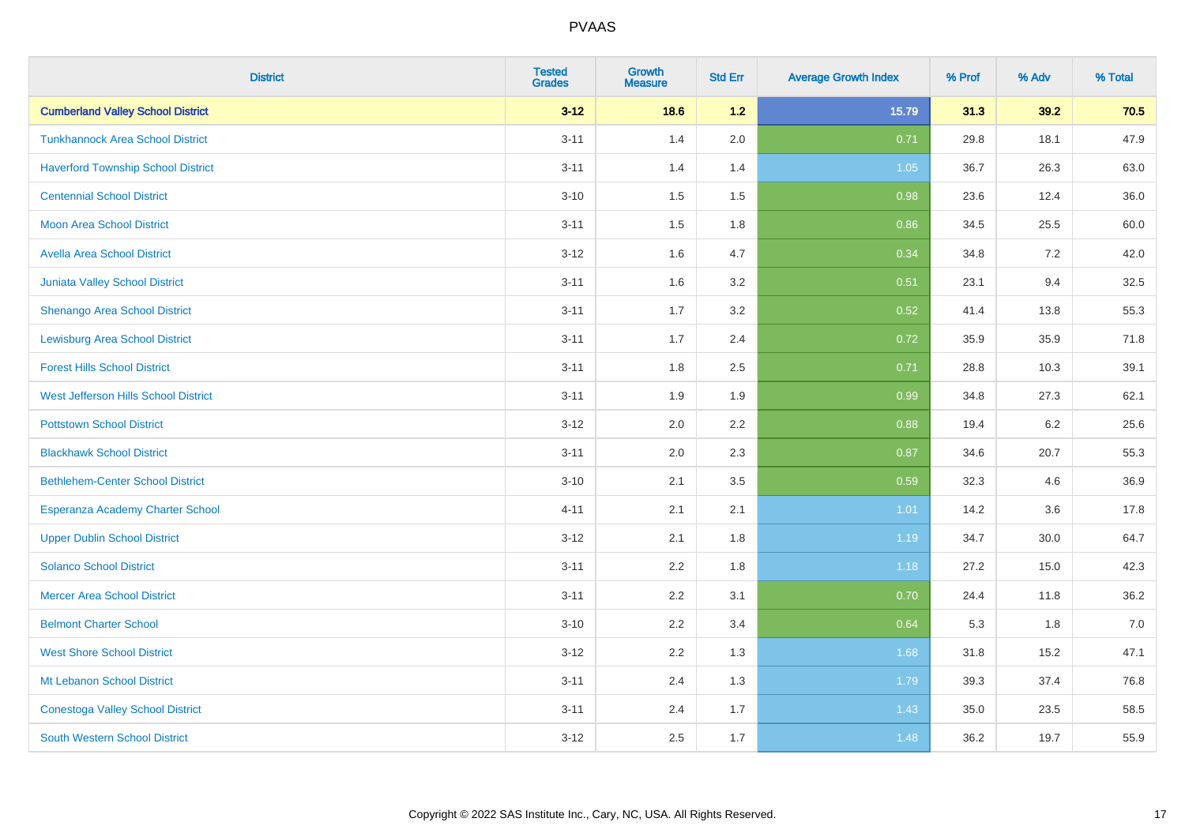# PVAAS

| District | Tested Grades | Growth Measure | Std Err | Average Growth Index | % Prof | % Adv | % Total |
|---|---|---|---|---|---|---|---|
| **Cumberland Valley School District** | **3-12** | **18.6** | **1.2** | **15.79** | **31.3** | **39.2** | **70.5** |
| Tunkhannock Area School District | 3-11 | 1.4 | 2.0 | 0.71 | 29.8 | 18.1 | 47.9 |
| Haverford Township School District | 3-11 | 1.4 | 1.4 | 1.05 | 36.7 | 26.3 | 63.0 |
| Centennial School District | 3-10 | 1.5 | 1.5 | 0.98 | 23.6 | 12.4 | 36.0 |
| Moon Area School District | 3-11 | 1.5 | 1.8 | 0.86 | 34.5 | 25.5 | 60.0 |
| Avella Area School District | 3-12 | 1.6 | 4.7 | 0.34 | 34.8 | 7.2 | 42.0 |
| Juniata Valley School District | 3-11 | 1.6 | 3.2 | 0.51 | 23.1 | 9.4 | 32.5 |
| Shenango Area School District | 3-11 | 1.7 | 3.2 | 0.52 | 41.4 | 13.8 | 55.3 |
| Lewisburg Area School District | 3-11 | 1.7 | 2.4 | 0.72 | 35.9 | 35.9 | 71.8 |
| Forest Hills School District | 3-11 | 1.8 | 2.5 | 0.71 | 28.8 | 10.3 | 39.1 |
| West Jefferson Hills School District | 3-11 | 1.9 | 1.9 | 0.99 | 34.8 | 27.3 | 62.1 |
| Pottstown School District | 3-12 | 2.0 | 2.2 | 0.88 | 19.4 | 6.2 | 25.6 |
| Blackhawk School District | 3-11 | 2.0 | 2.3 | 0.87 | 34.6 | 20.7 | 55.3 |
| Bethlehem-Center School District | 3-10 | 2.1 | 3.5 | 0.59 | 32.3 | 4.6 | 36.9 |
| Esperanza Academy Charter School | 4-11 | 2.1 | 2.1 | 1.01 | 14.2 | 3.6 | 17.8 |
| Upper Dublin School District | 3-12 | 2.1 | 1.8 | 1.19 | 34.7 | 30.0 | 64.7 |
| Solanco School District | 3-11 | 2.2 | 1.8 | 1.18 | 27.2 | 15.0 | 42.3 |
| Mercer Area School District | 3-11 | 2.2 | 3.1 | 0.70 | 24.4 | 11.8 | 36.2 |
| Belmont Charter School | 3-10 | 2.2 | 3.4 | 0.64 | 5.3 | 1.8 | 7.0 |
| West Shore School District | 3-12 | 2.2 | 1.3 | 1.68 | 31.8 | 15.2 | 47.1 |
| Mt Lebanon School District | 3-11 | 2.4 | 1.3 | 1.79 | 39.3 | 37.4 | 76.8 |
| Conestoga Valley School District | 3-11 | 2.4 | 1.7 | 1.43 | 35.0 | 23.5 | 58.5 |
| South Western School District | 3-12 | 2.5 | 1.7 | 1.48 | 36.2 | 19.7 | 55.9 |

Copyright © 2022 SAS Institute Inc., Cary, NC, USA. All Rights Reserved.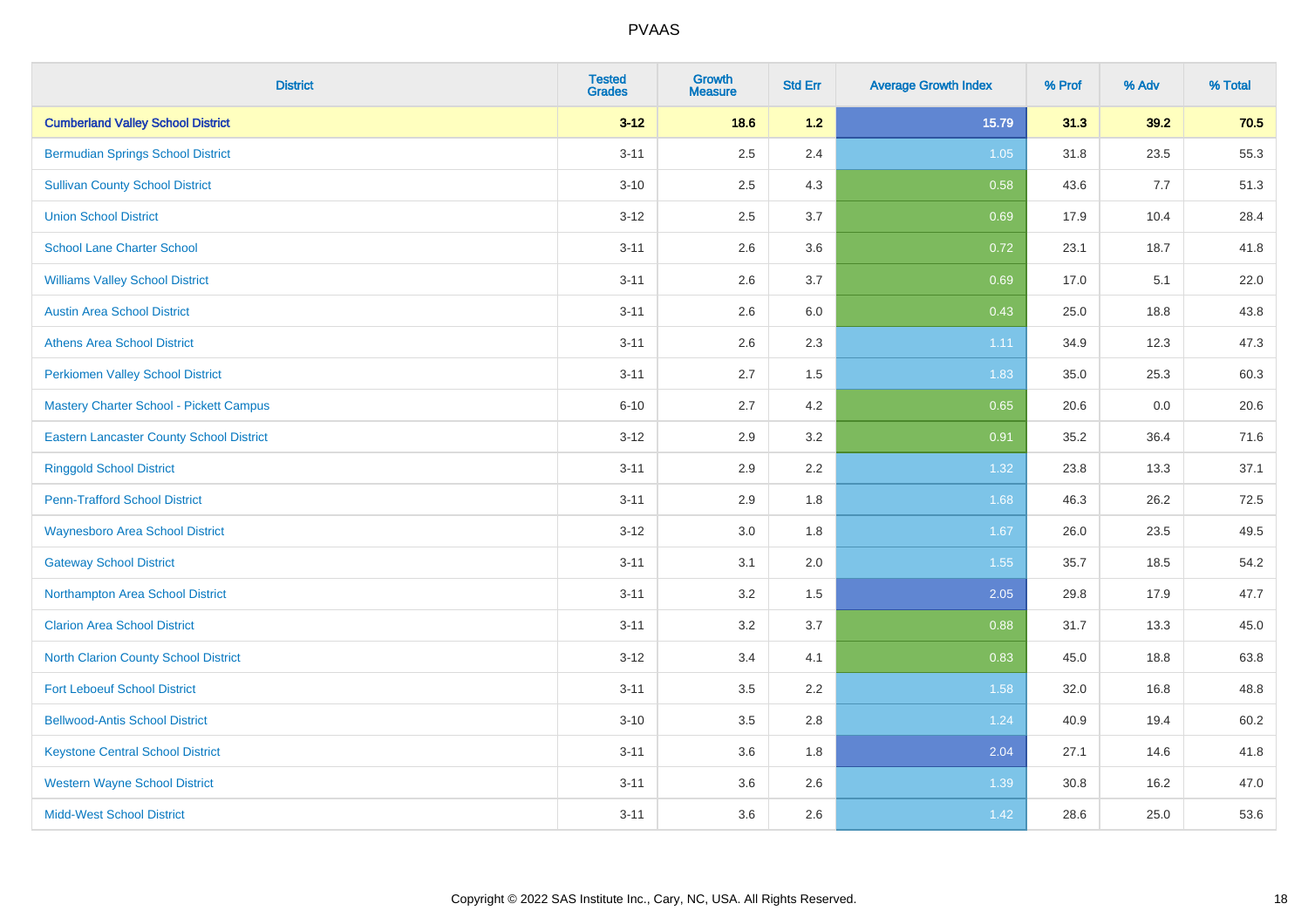| District | Tested Grades | Growth Measure | Std Err | Average Growth Index | % Prof | % Adv | % Total |
|---|---|---|---|---|---|---|---|
| **Cumberland Valley School District** | **3-12** | **18.6** | **1.2** | **15.79** | **31.3** | **39.2** | **70.5** |
| Bermudian Springs School District | 3-11 | 2.5 | 2.4 | 1.05 | 31.8 | 23.5 | 55.3 |
| Sullivan County School District | 3-10 | 2.5 | 4.3 | 0.58 | 43.6 | 7.7 | 51.3 |
| Union School District | 3-12 | 2.5 | 3.7 | 0.69 | 17.9 | 10.4 | 28.4 |
| School Lane Charter School | 3-11 | 2.6 | 3.6 | 0.72 | 23.1 | 18.7 | 41.8 |
| Williams Valley School District | 3-11 | 2.6 | 3.7 | 0.69 | 17.0 | 5.1 | 22.0 |
| Austin Area School District | 3-11 | 2.6 | 6.0 | 0.43 | 25.0 | 18.8 | 43.8 |
| Athens Area School District | 3-11 | 2.6 | 2.3 | 1.11 | 34.9 | 12.3 | 47.3 |
| Perkiomen Valley School District | 3-11 | 2.7 | 1.5 | 1.83 | 35.0 | 25.3 | 60.3 |
| Mastery Charter School - Pickett Campus | 6-10 | 2.7 | 4.2 | 0.65 | 20.6 | 0.0 | 20.6 |
| Eastern Lancaster County School District | 3-12 | 2.9 | 3.2 | 0.91 | 35.2 | 36.4 | 71.6 |
| Ringgold School District | 3-11 | 2.9 | 2.2 | 1.32 | 23.8 | 13.3 | 37.1 |
| Penn-Trafford School District | 3-11 | 2.9 | 1.8 | 1.68 | 46.3 | 26.2 | 72.5 |
| Waynesboro Area School District | 3-12 | 3.0 | 1.8 | 1.67 | 26.0 | 23.5 | 49.5 |
| Gateway School District | 3-11 | 3.1 | 2.0 | 1.55 | 35.7 | 18.5 | 54.2 |
| Northampton Area School District | 3-11 | 3.2 | 1.5 | 2.05 | 29.8 | 17.9 | 47.7 |
| Clarion Area School District | 3-11 | 3.2 | 3.7 | 0.88 | 31.7 | 13.3 | 45.0 |
| North Clarion County School District | 3-12 | 3.4 | 4.1 | 0.83 | 45.0 | 18.8 | 63.8 |
| Fort Leboeuf School District | 3-11 | 3.5 | 2.2 | 1.58 | 32.0 | 16.8 | 48.8 |
| Bellwood-Antis School District | 3-10 | 3.5 | 2.8 | 1.24 | 40.9 | 19.4 | 60.2 |
| Keystone Central School District | 3-11 | 3.6 | 1.8 | 2.04 | 27.1 | 14.6 | 41.8 |
| Western Wayne School District | 3-11 | 3.6 | 2.6 | 1.39 | 30.8 | 16.2 | 47.0 |
| Midd-West School District | 3-11 | 3.6 | 2.6 | 1.42 | 28.6 | 25.0 | 53.6 |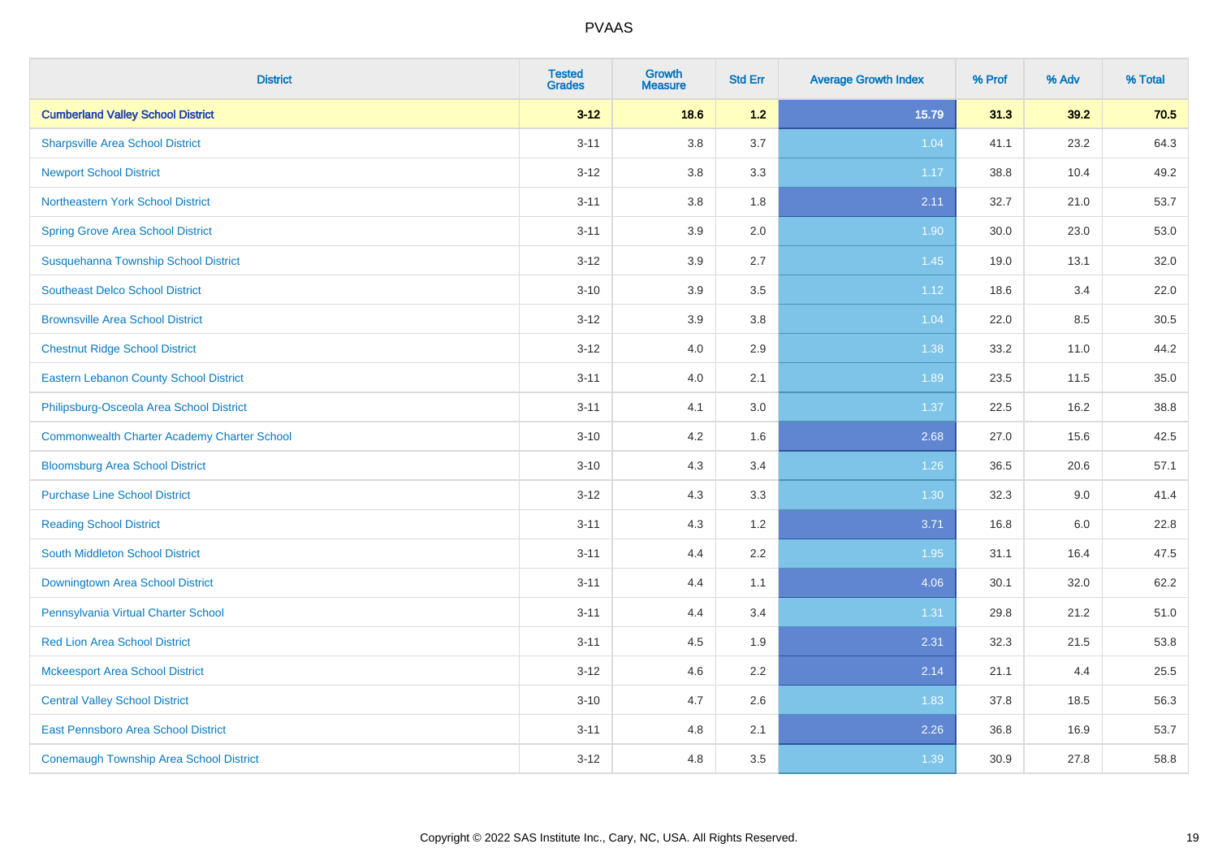| District | Tested Grades | Growth Measure | Std Err | Average Growth Index | % Prof | % Adv | % Total |
|---|---|---|---|---|---|---|---|
| **Cumberland Valley School District** | **3-12** | **18.6** | **1.2** | **15.79** | **31.3** | **39.2** | **70.5** |
| Sharpsville Area School District | 3-11 | 3.8 | 3.7 | 1.04 | 41.1 | 23.2 | 64.3 |
| Newport School District | 3-12 | 3.8 | 3.3 | 1.17 | 38.8 | 10.4 | 49.2 |
| Northeastern York School District | 3-11 | 3.8 | 1.8 | 2.11 | 32.7 | 21.0 | 53.7 |
| Spring Grove Area School District | 3-11 | 3.9 | 2.0 | 1.90 | 30.0 | 23.0 | 53.0 |
| Susquehanna Township School District | 3-12 | 3.9 | 2.7 | 1.45 | 19.0 | 13.1 | 32.0 |
| Southeast Delco School District | 3-10 | 3.9 | 3.5 | 1.12 | 18.6 | 3.4 | 22.0 |
| Brownsville Area School District | 3-12 | 3.9 | 3.8 | 1.04 | 22.0 | 8.5 | 30.5 |
| Chestnut Ridge School District | 3-12 | 4.0 | 2.9 | 1.38 | 33.2 | 11.0 | 44.2 |
| Eastern Lebanon County School District | 3-11 | 4.0 | 2.1 | 1.89 | 23.5 | 11.5 | 35.0 |
| Philipsburg-Osceola Area School District | 3-11 | 4.1 | 3.0 | 1.37 | 22.5 | 16.2 | 38.8 |
| Commonwealth Charter Academy Charter School | 3-10 | 4.2 | 1.6 | 2.68 | 27.0 | 15.6 | 42.5 |
| Bloomsburg Area School District | 3-10 | 4.3 | 3.4 | 1.26 | 36.5 | 20.6 | 57.1 |
| Purchase Line School District | 3-12 | 4.3 | 3.3 | 1.30 | 32.3 | 9.0 | 41.4 |
| Reading School District | 3-11 | 4.3 | 1.2 | 3.71 | 16.8 | 6.0 | 22.8 |
| South Middleton School District | 3-11 | 4.4 | 2.2 | 1.95 | 31.1 | 16.4 | 47.5 |
| Downingtown Area School District | 3-11 | 4.4 | 1.1 | 4.06 | 30.1 | 32.0 | 62.2 |
| Pennsylvania Virtual Charter School | 3-11 | 4.4 | 3.4 | 1.31 | 29.8 | 21.2 | 51.0 |
| Red Lion Area School District | 3-11 | 4.5 | 1.9 | 2.31 | 32.3 | 21.5 | 53.8 |
| Mckeesport Area School District | 3-12 | 4.6 | 2.2 | 2.14 | 21.1 | 4.4 | 25.5 |
| Central Valley School District | 3-10 | 4.7 | 2.6 | 1.83 | 37.8 | 18.5 | 56.3 |
| East Pennsboro Area School District | 3-11 | 4.8 | 2.1 | 2.26 | 36.8 | 16.9 | 53.7 |
| Conemaugh Township Area School District | 3-12 | 4.8 | 3.5 | 1.39 | 30.9 | 27.8 | 58.8 |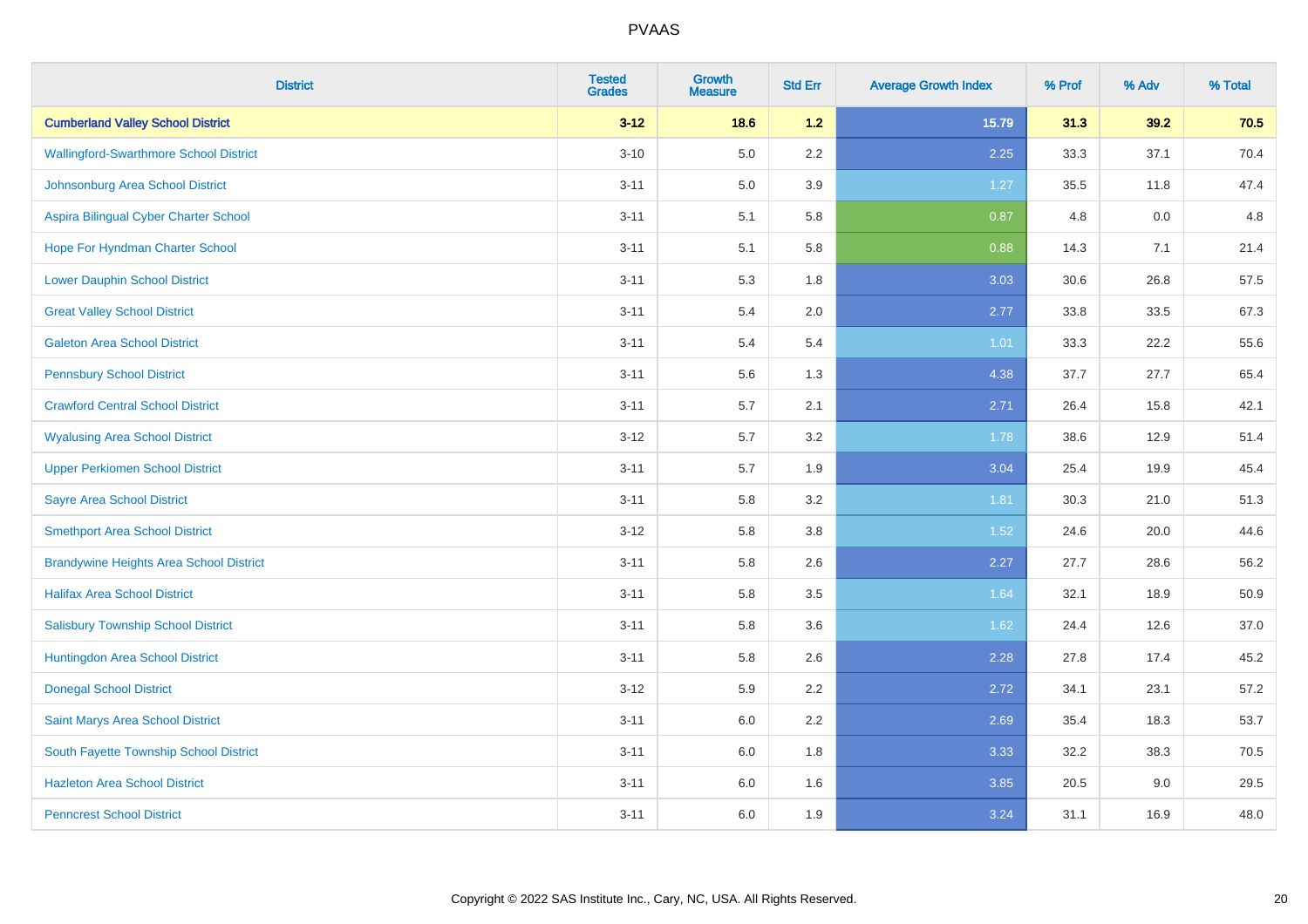| District | Tested Grades | Growth Measure | Std Err | Average Growth Index | % Prof | % Adv | % Total |
|---|---|---|---|---|---|---|---|
| **Cumberland Valley School District** | **3-12** | **18.6** | **1.2** | **15.79** | **31.3** | **39.2** | **70.5** |
| Wallingford-Swarthmore School District | 3-10 | 5.0 | 2.2 | 2.25 | 33.3 | 37.1 | 70.4 |
| Johnsonburg Area School District | 3-11 | 5.0 | 3.9 | 1.27 | 35.5 | 11.8 | 47.4 |
| Aspira Bilingual Cyber Charter School | 3-11 | 5.1 | 5.8 | 0.87 | 4.8 | 0.0 | 4.8 |
| Hope For Hyndman Charter School | 3-11 | 5.1 | 5.8 | 0.88 | 14.3 | 7.1 | 21.4 |
| Lower Dauphin School District | 3-11 | 5.3 | 1.8 | 3.03 | 30.6 | 26.8 | 57.5 |
| Great Valley School District | 3-11 | 5.4 | 2.0 | 2.77 | 33.8 | 33.5 | 67.3 |
| Galeton Area School District | 3-11 | 5.4 | 5.4 | 1.01 | 33.3 | 22.2 | 55.6 |
| Pennsbury School District | 3-11 | 5.6 | 1.3 | 4.38 | 37.7 | 27.7 | 65.4 |
| Crawford Central School District | 3-11 | 5.7 | 2.1 | 2.71 | 26.4 | 15.8 | 42.1 |
| Wyalusing Area School District | 3-12 | 5.7 | 3.2 | 1.78 | 38.6 | 12.9 | 51.4 |
| Upper Perkiomen School District | 3-11 | 5.7 | 1.9 | 3.04 | 25.4 | 19.9 | 45.4 |
| Sayre Area School District | 3-11 | 5.8 | 3.2 | 1.81 | 30.3 | 21.0 | 51.3 |
| Smethport Area School District | 3-12 | 5.8 | 3.8 | 1.52 | 24.6 | 20.0 | 44.6 |
| Brandywine Heights Area School District | 3-11 | 5.8 | 2.6 | 2.27 | 27.7 | 28.6 | 56.2 |
| Halifax Area School District | 3-11 | 5.8 | 3.5 | 1.64 | 32.1 | 18.9 | 50.9 |
| Salisbury Township School District | 3-11 | 5.8 | 3.6 | 1.62 | 24.4 | 12.6 | 37.0 |
| Huntingdon Area School District | 3-11 | 5.8 | 2.6 | 2.28 | 27.8 | 17.4 | 45.2 |
| Donegal School District | 3-12 | 5.9 | 2.2 | 2.72 | 34.1 | 23.1 | 57.2 |
| Saint Marys Area School District | 3-11 | 6.0 | 2.2 | 2.69 | 35.4 | 18.3 | 53.7 |
| South Fayette Township School District | 3-11 | 6.0 | 1.8 | 3.33 | 32.2 | 38.3 | 70.5 |
| Hazleton Area School District | 3-11 | 6.0 | 1.6 | 3.85 | 20.5 | 9.0 | 29.5 |
| Penncrest School District | 3-11 | 6.0 | 1.9 | 3.24 | 31.1 | 16.9 | 48.0 |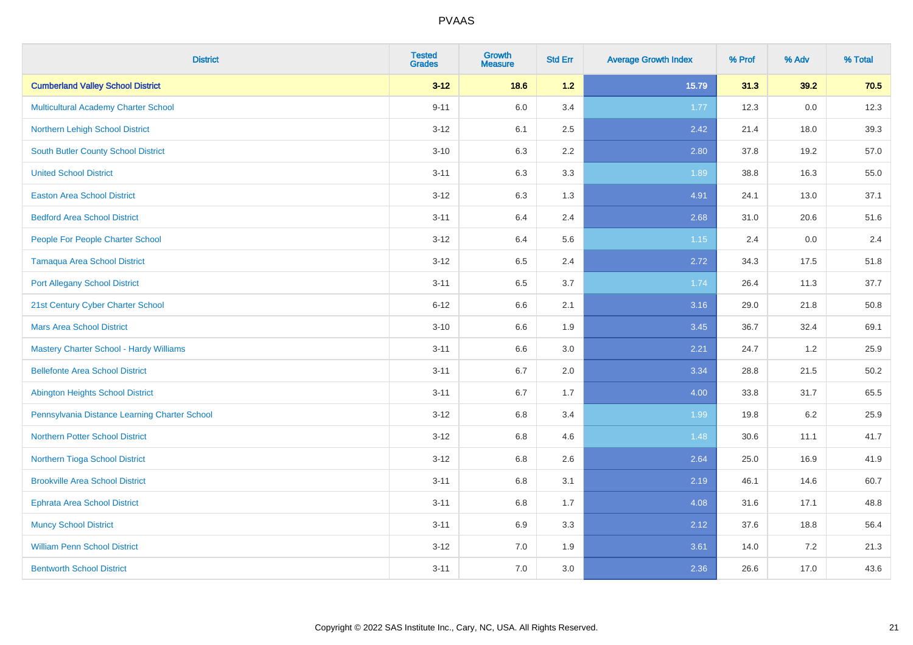# PVAAS

| District | Tested Grades | Growth Measure | Std Err | Average Growth Index | % Prof | % Adv | % Total |
|---|---|---|---|---|---|---|---|
| **Cumberland Valley School District** | **3-12** | **18.6** | **1.2** | **15.79** | **31.3** | **39.2** | **70.5** |
| Multicultural Academy Charter School | 9-11 | 6.0 | 3.4 | 1.77 | 12.3 | 0.0 | 12.3 |
| Northern Lehigh School District | 3-12 | 6.1 | 2.5 | 2.42 | 21.4 | 18.0 | 39.3 |
| South Butler County School District | 3-10 | 6.3 | 2.2 | 2.80 | 37.8 | 19.2 | 57.0 |
| United School District | 3-11 | 6.3 | 3.3 | 1.89 | 38.8 | 16.3 | 55.0 |
| Easton Area School District | 3-12 | 6.3 | 1.3 | 4.91 | 24.1 | 13.0 | 37.1 |
| Bedford Area School District | 3-11 | 6.4 | 2.4 | 2.68 | 31.0 | 20.6 | 51.6 |
| People For People Charter School | 3-12 | 6.4 | 5.6 | 1.15 | 2.4 | 0.0 | 2.4 |
| Tamaqua Area School District | 3-12 | 6.5 | 2.4 | 2.72 | 34.3 | 17.5 | 51.8 |
| Port Allegany School District | 3-11 | 6.5 | 3.7 | 1.74 | 26.4 | 11.3 | 37.7 |
| 21st Century Cyber Charter School | 6-12 | 6.6 | 2.1 | 3.16 | 29.0 | 21.8 | 50.8 |
| Mars Area School District | 3-10 | 6.6 | 1.9 | 3.45 | 36.7 | 32.4 | 69.1 |
| Mastery Charter School - Hardy Williams | 3-11 | 6.6 | 3.0 | 2.21 | 24.7 | 1.2 | 25.9 |
| Bellefonte Area School District | 3-11 | 6.7 | 2.0 | 3.34 | 28.8 | 21.5 | 50.2 |
| Abington Heights School District | 3-11 | 6.7 | 1.7 | 4.00 | 33.8 | 31.7 | 65.5 |
| Pennsylvania Distance Learning Charter School | 3-12 | 6.8 | 3.4 | 1.99 | 19.8 | 6.2 | 25.9 |
| Northern Potter School District | 3-12 | 6.8 | 4.6 | 1.48 | 30.6 | 11.1 | 41.7 |
| Northern Tioga School District | 3-12 | 6.8 | 2.6 | 2.64 | 25.0 | 16.9 | 41.9 |
| Brookville Area School District | 3-11 | 6.8 | 3.1 | 2.19 | 46.1 | 14.6 | 60.7 |
| Ephrata Area School District | 3-11 | 6.8 | 1.7 | 4.08 | 31.6 | 17.1 | 48.8 |
| Muncy School District | 3-11 | 6.9 | 3.3 | 2.12 | 37.6 | 18.8 | 56.4 |
| William Penn School District | 3-12 | 7.0 | 1.9 | 3.61 | 14.0 | 7.2 | 21.3 |
| Bentworth School District | 3-11 | 7.0 | 3.0 | 2.36 | 26.6 | 17.0 | 43.6 |

Copyright © 2022 SAS Institute Inc., Cary, NC, USA. All Rights Reserved.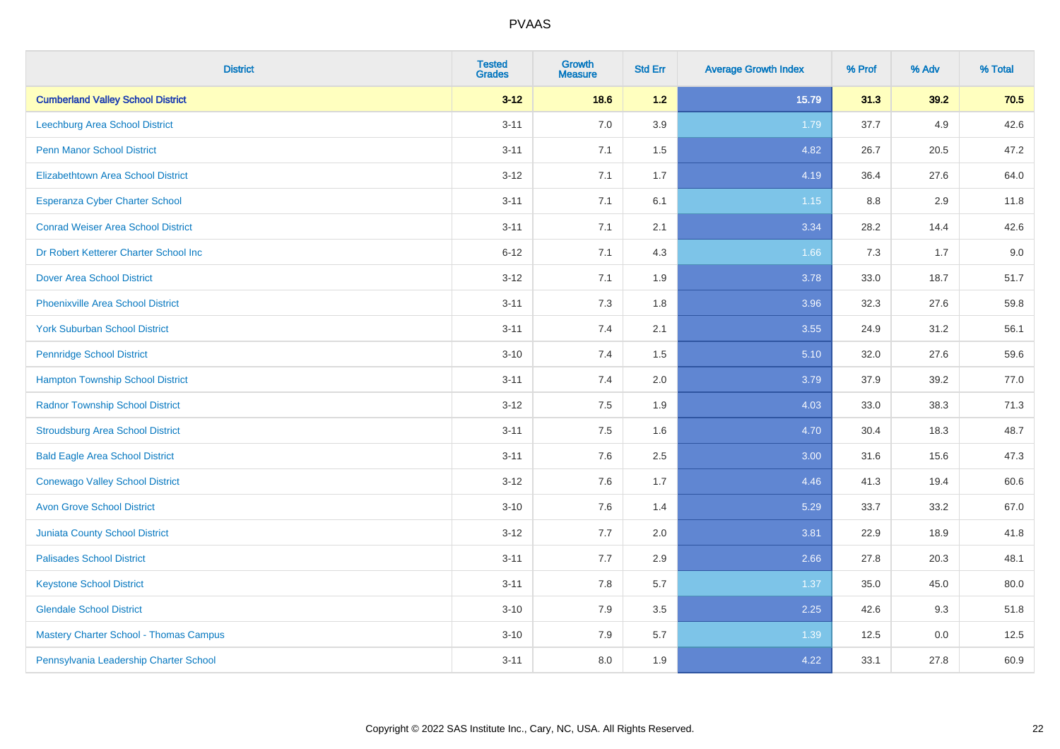# PVAAS

| District | Tested Grades | Growth Measure | Std Err | Average Growth Index | % Prof | % Adv | % Total |
|---|---|---|---|---|---|---|---|
| **Cumberland Valley School District** | **3-12** | **18.6** | **1.2** | **15.79** | **31.3** | **39.2** | **70.5** |
| Leechburg Area School District | 3-11 | 7.0 | 3.9 | 1.79 | 37.7 | 4.9 | 42.6 |
| Penn Manor School District | 3-11 | 7.1 | 1.5 | 4.82 | 26.7 | 20.5 | 47.2 |
| Elizabethtown Area School District | 3-12 | 7.1 | 1.7 | 4.19 | 36.4 | 27.6 | 64.0 |
| Esperanza Cyber Charter School | 3-11 | 7.1 | 6.1 | 1.15 | 8.8 | 2.9 | 11.8 |
| Conrad Weiser Area School District | 3-11 | 7.1 | 2.1 | 3.34 | 28.2 | 14.4 | 42.6 |
| Dr Robert Ketterer Charter School Inc | 6-12 | 7.1 | 4.3 | 1.66 | 7.3 | 1.7 | 9.0 |
| Dover Area School District | 3-12 | 7.1 | 1.9 | 3.78 | 33.0 | 18.7 | 51.7 |
| Phoenixville Area School District | 3-11 | 7.3 | 1.8 | 3.96 | 32.3 | 27.6 | 59.8 |
| York Suburban School District | 3-11 | 7.4 | 2.1 | 3.55 | 24.9 | 31.2 | 56.1 |
| Pennridge School District | 3-10 | 7.4 | 1.5 | 5.10 | 32.0 | 27.6 | 59.6 |
| Hampton Township School District | 3-11 | 7.4 | 2.0 | 3.79 | 37.9 | 39.2 | 77.0 |
| Radnor Township School District | 3-12 | 7.5 | 1.9 | 4.03 | 33.0 | 38.3 | 71.3 |
| Stroudsburg Area School District | 3-11 | 7.5 | 1.6 | 4.70 | 30.4 | 18.3 | 48.7 |
| Bald Eagle Area School District | 3-11 | 7.6 | 2.5 | 3.00 | 31.6 | 15.6 | 47.3 |
| Conewago Valley School District | 3-12 | 7.6 | 1.7 | 4.46 | 41.3 | 19.4 | 60.6 |
| Avon Grove School District | 3-10 | 7.6 | 1.4 | 5.29 | 33.7 | 33.2 | 67.0 |
| Juniata County School District | 3-12 | 7.7 | 2.0 | 3.81 | 22.9 | 18.9 | 41.8 |
| Palisades School District | 3-11 | 7.7 | 2.9 | 2.66 | 27.8 | 20.3 | 48.1 |
| Keystone School District | 3-11 | 7.8 | 5.7 | 1.37 | 35.0 | 45.0 | 80.0 |
| Glendale School District | 3-10 | 7.9 | 3.5 | 2.25 | 42.6 | 9.3 | 51.8 |
| Mastery Charter School - Thomas Campus | 3-10 | 7.9 | 5.7 | 1.39 | 12.5 | 0.0 | 12.5 |
| Pennsylvania Leadership Charter School | 3-11 | 8.0 | 1.9 | 4.22 | 33.1 | 27.8 | 60.9 |

Copyright © 2022 SAS Institute Inc., Cary, NC, USA. All Rights Reserved.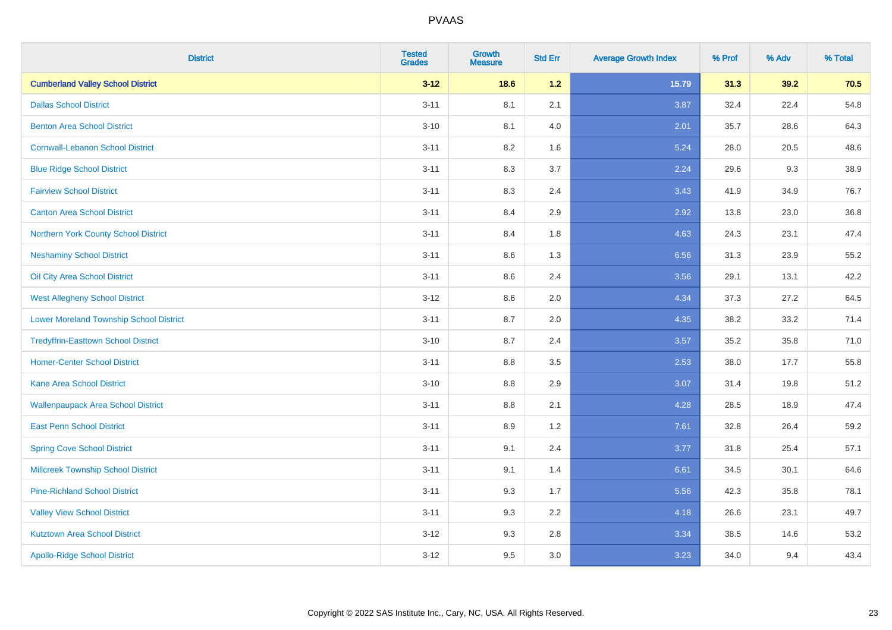| District | Tested Grades | Growth Measure | Std Err | Average Growth Index | % Prof | % Adv | % Total |
|---|---|---|---|---|---|---|---|
| **Cumberland Valley School District** | **3-12** | **18.6** | **1.2** | **15.79** | **31.3** | **39.2** | **70.5** |
| Dallas School District | 3-11 | 8.1 | 2.1 | 3.87 | 32.4 | 22.4 | 54.8 |
| Benton Area School District | 3-10 | 8.1 | 4.0 | 2.01 | 35.7 | 28.6 | 64.3 |
| Cornwall-Lebanon School District | 3-11 | 8.2 | 1.6 | 5.24 | 28.0 | 20.5 | 48.6 |
| Blue Ridge School District | 3-11 | 8.3 | 3.7 | 2.24 | 29.6 | 9.3 | 38.9 |
| Fairview School District | 3-11 | 8.3 | 2.4 | 3.43 | 41.9 | 34.9 | 76.7 |
| Canton Area School District | 3-11 | 8.4 | 2.9 | 2.92 | 13.8 | 23.0 | 36.8 |
| Northern York County School District | 3-11 | 8.4 | 1.8 | 4.63 | 24.3 | 23.1 | 47.4 |
| Neshaminy School District | 3-11 | 8.6 | 1.3 | 6.56 | 31.3 | 23.9 | 55.2 |
| Oil City Area School District | 3-11 | 8.6 | 2.4 | 3.56 | 29.1 | 13.1 | 42.2 |
| West Allegheny School District | 3-12 | 8.6 | 2.0 | 4.34 | 37.3 | 27.2 | 64.5 |
| Lower Moreland Township School District | 3-11 | 8.7 | 2.0 | 4.35 | 38.2 | 33.2 | 71.4 |
| Tredyffrin-Easttown School District | 3-10 | 8.7 | 2.4 | 3.57 | 35.2 | 35.8 | 71.0 |
| Homer-Center School District | 3-11 | 8.8 | 3.5 | 2.53 | 38.0 | 17.7 | 55.8 |
| Kane Area School District | 3-10 | 8.8 | 2.9 | 3.07 | 31.4 | 19.8 | 51.2 |
| Wallenpaupack Area School District | 3-11 | 8.8 | 2.1 | 4.28 | 28.5 | 18.9 | 47.4 |
| East Penn School District | 3-11 | 8.9 | 1.2 | 7.61 | 32.8 | 26.4 | 59.2 |
| Spring Cove School District | 3-11 | 9.1 | 2.4 | 3.77 | 31.8 | 25.4 | 57.1 |
| Millcreek Township School District | 3-11 | 9.1 | 1.4 | 6.61 | 34.5 | 30.1 | 64.6 |
| Pine-Richland School District | 3-11 | 9.3 | 1.7 | 5.56 | 42.3 | 35.8 | 78.1 |
| Valley View School District | 3-11 | 9.3 | 2.2 | 4.18 | 26.6 | 23.1 | 49.7 |
| Kutztown Area School District | 3-12 | 9.3 | 2.8 | 3.34 | 38.5 | 14.6 | 53.2 |
| Apollo-Ridge School District | 3-12 | 9.5 | 3.0 | 3.23 | 34.0 | 9.4 | 43.4 |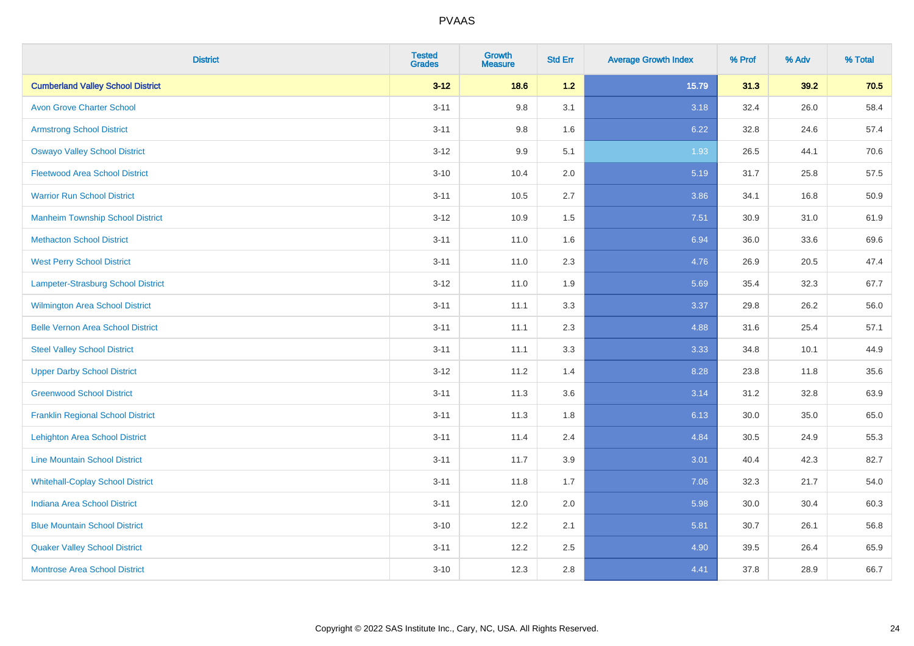| District | Tested Grades | Growth Measure | Std Err | Average Growth Index | % Prof | % Adv | % Total |
|---|---|---|---|---|---|---|---|
| **Cumberland Valley School District** | **3-12** | **18.6** | **1.2** | **15.79** | **31.3** | **39.2** | **70.5** |
| Avon Grove Charter School | 3-11 | 9.8 | 3.1 | 3.18 | 32.4 | 26.0 | 58.4 |
| Armstrong School District | 3-11 | 9.8 | 1.6 | 6.22 | 32.8 | 24.6 | 57.4 |
| Oswayo Valley School District | 3-12 | 9.9 | 5.1 | 1.93 | 26.5 | 44.1 | 70.6 |
| Fleetwood Area School District | 3-10 | 10.4 | 2.0 | 5.19 | 31.7 | 25.8 | 57.5 |
| Warrior Run School District | 3-11 | 10.5 | 2.7 | 3.86 | 34.1 | 16.8 | 50.9 |
| Manheim Township School District | 3-12 | 10.9 | 1.5 | 7.51 | 30.9 | 31.0 | 61.9 |
| Methacton School District | 3-11 | 11.0 | 1.6 | 6.94 | 36.0 | 33.6 | 69.6 |
| West Perry School District | 3-11 | 11.0 | 2.3 | 4.76 | 26.9 | 20.5 | 47.4 |
| Lampeter-Strasburg School District | 3-12 | 11.0 | 1.9 | 5.69 | 35.4 | 32.3 | 67.7 |
| Wilmington Area School District | 3-11 | 11.1 | 3.3 | 3.37 | 29.8 | 26.2 | 56.0 |
| Belle Vernon Area School District | 3-11 | 11.1 | 2.3 | 4.88 | 31.6 | 25.4 | 57.1 |
| Steel Valley School District | 3-11 | 11.1 | 3.3 | 3.33 | 34.8 | 10.1 | 44.9 |
| Upper Darby School District | 3-12 | 11.2 | 1.4 | 8.28 | 23.8 | 11.8 | 35.6 |
| Greenwood School District | 3-11 | 11.3 | 3.6 | 3.14 | 31.2 | 32.8 | 63.9 |
| Franklin Regional School District | 3-11 | 11.3 | 1.8 | 6.13 | 30.0 | 35.0 | 65.0 |
| Lehighton Area School District | 3-11 | 11.4 | 2.4 | 4.84 | 30.5 | 24.9 | 55.3 |
| Line Mountain School District | 3-11 | 11.7 | 3.9 | 3.01 | 40.4 | 42.3 | 82.7 |
| Whitehall-Coplay School District | 3-11 | 11.8 | 1.7 | 7.06 | 32.3 | 21.7 | 54.0 |
| Indiana Area School District | 3-11 | 12.0 | 2.0 | 5.98 | 30.0 | 30.4 | 60.3 |
| Blue Mountain School District | 3-10 | 12.2 | 2.1 | 5.81 | 30.7 | 26.1 | 56.8 |
| Quaker Valley School District | 3-11 | 12.2 | 2.5 | 4.90 | 39.5 | 26.4 | 65.9 |
| Montrose Area School District | 3-10 | 12.3 | 2.8 | 4.41 | 37.8 | 28.9 | 66.7 |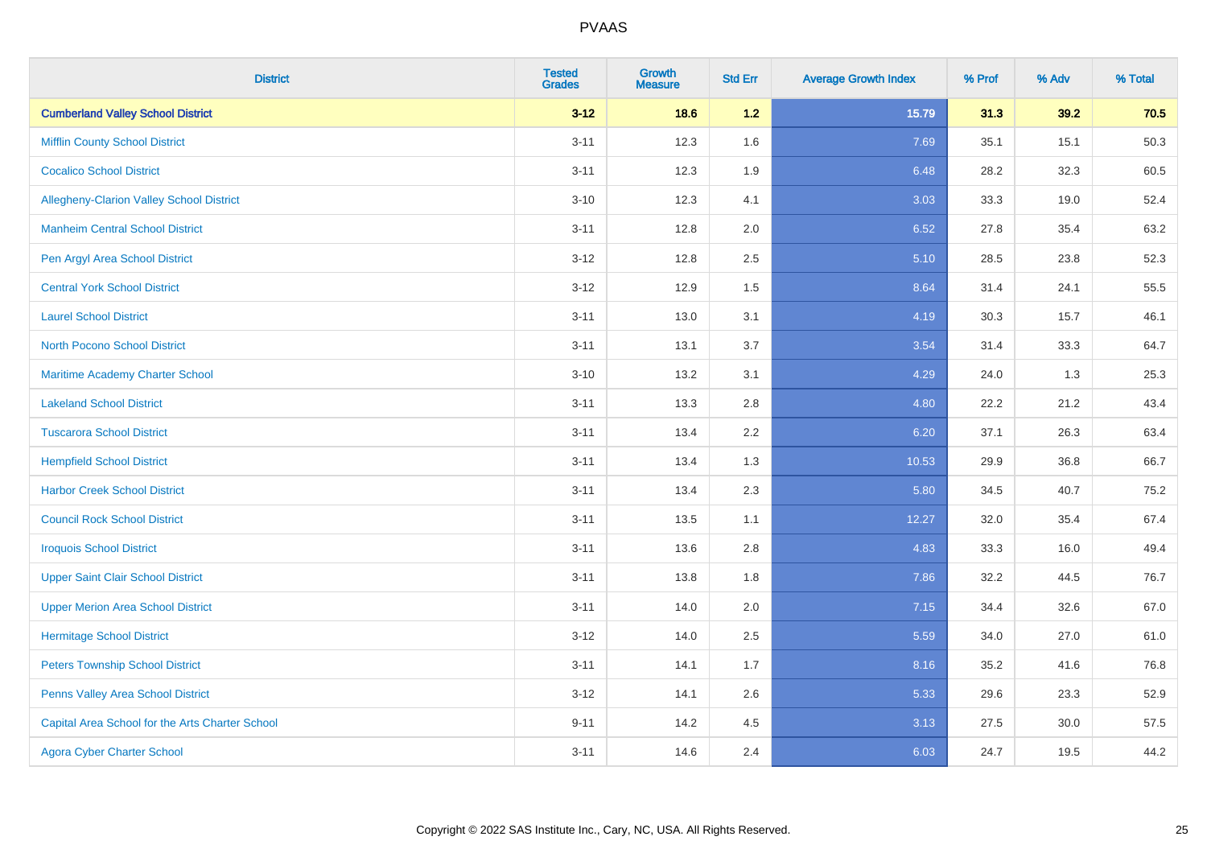| District | Tested Grades | Growth Measure | Std Err | Average Growth Index | % Prof | % Adv | % Total |
|---|---|---|---|---|---|---|---|
| **Cumberland Valley School District** | **3-12** | **18.6** | **1.2** | **15.79** | **31.3** | **39.2** | **70.5** |
| Mifflin County School District | 3-11 | 12.3 | 1.6 | 7.69 | 35.1 | 15.1 | 50.3 |
| Cocalico School District | 3-11 | 12.3 | 1.9 | 6.48 | 28.2 | 32.3 | 60.5 |
| Allegheny-Clarion Valley School District | 3-10 | 12.3 | 4.1 | 3.03 | 33.3 | 19.0 | 52.4 |
| Manheim Central School District | 3-11 | 12.8 | 2.0 | 6.52 | 27.8 | 35.4 | 63.2 |
| Pen Argyl Area School District | 3-12 | 12.8 | 2.5 | 5.10 | 28.5 | 23.8 | 52.3 |
| Central York School District | 3-12 | 12.9 | 1.5 | 8.64 | 31.4 | 24.1 | 55.5 |
| Laurel School District | 3-11 | 13.0 | 3.1 | 4.19 | 30.3 | 15.7 | 46.1 |
| North Pocono School District | 3-11 | 13.1 | 3.7 | 3.54 | 31.4 | 33.3 | 64.7 |
| Maritime Academy Charter School | 3-10 | 13.2 | 3.1 | 4.29 | 24.0 | 1.3 | 25.3 |
| Lakeland School District | 3-11 | 13.3 | 2.8 | 4.80 | 22.2 | 21.2 | 43.4 |
| Tuscarora School District | 3-11 | 13.4 | 2.2 | 6.20 | 37.1 | 26.3 | 63.4 |
| Hempfield School District | 3-11 | 13.4 | 1.3 | 10.53 | 29.9 | 36.8 | 66.7 |
| Harbor Creek School District | 3-11 | 13.4 | 2.3 | 5.80 | 34.5 | 40.7 | 75.2 |
| Council Rock School District | 3-11 | 13.5 | 1.1 | 12.27 | 32.0 | 35.4 | 67.4 |
| Iroquois School District | 3-11 | 13.6 | 2.8 | 4.83 | 33.3 | 16.0 | 49.4 |
| Upper Saint Clair School District | 3-11 | 13.8 | 1.8 | 7.86 | 32.2 | 44.5 | 76.7 |
| Upper Merion Area School District | 3-11 | 14.0 | 2.0 | 7.15 | 34.4 | 32.6 | 67.0 |
| Hermitage School District | 3-12 | 14.0 | 2.5 | 5.59 | 34.0 | 27.0 | 61.0 |
| Peters Township School District | 3-11 | 14.1 | 1.7 | 8.16 | 35.2 | 41.6 | 76.8 |
| Penns Valley Area School District | 3-12 | 14.1 | 2.6 | 5.33 | 29.6 | 23.3 | 52.9 |
| Capital Area School for the Arts Charter School | 9-11 | 14.2 | 4.5 | 3.13 | 27.5 | 30.0 | 57.5 |
| Agora Cyber Charter School | 3-11 | 14.6 | 2.4 | 6.03 | 24.7 | 19.5 | 44.2 |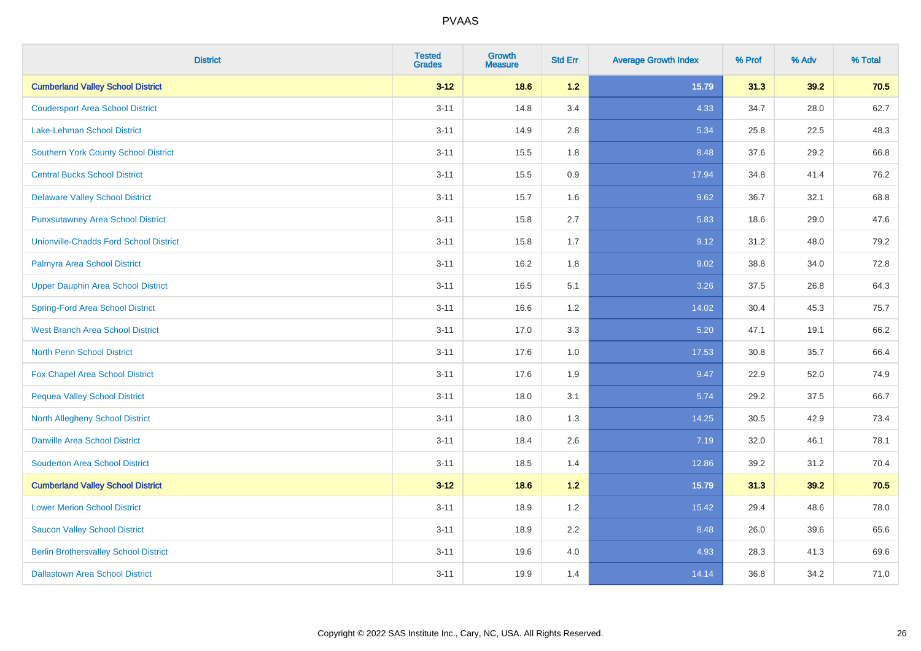# PVAAS

| District | Tested Grades | Growth Measure | Std Err | Average Growth Index | % Prof | % Adv | % Total |
|---|---|---|---|---|---|---|---|
| **Cumberland Valley School District** | **3-12** | **18.6** | **1.2** | **15.79** | **31.3** | **39.2** | **70.5** |
| Coudersport Area School District | 3-11 | 14.8 | 3.4 | 4.33 | 34.7 | 28.0 | 62.7 |
| Lake-Lehman School District | 3-11 | 14.9 | 2.8 | 5.34 | 25.8 | 22.5 | 48.3 |
| Southern York County School District | 3-11 | 15.5 | 1.8 | 8.48 | 37.6 | 29.2 | 66.8 |
| Central Bucks School District | 3-11 | 15.5 | 0.9 | 17.94 | 34.8 | 41.4 | 76.2 |
| Delaware Valley School District | 3-11 | 15.7 | 1.6 | 9.62 | 36.7 | 32.1 | 68.8 |
| Punxsutawney Area School District | 3-11 | 15.8 | 2.7 | 5.83 | 18.6 | 29.0 | 47.6 |
| Unionville-Chadds Ford School District | 3-11 | 15.8 | 1.7 | 9.12 | 31.2 | 48.0 | 79.2 |
| Palmyra Area School District | 3-11 | 16.2 | 1.8 | 9.02 | 38.8 | 34.0 | 72.8 |
| Upper Dauphin Area School District | 3-11 | 16.5 | 5.1 | 3.26 | 37.5 | 26.8 | 64.3 |
| Spring-Ford Area School District | 3-11 | 16.6 | 1.2 | 14.02 | 30.4 | 45.3 | 75.7 |
| West Branch Area School District | 3-11 | 17.0 | 3.3 | 5.20 | 47.1 | 19.1 | 66.2 |
| North Penn School District | 3-11 | 17.6 | 1.0 | 17.53 | 30.8 | 35.7 | 66.4 |
| Fox Chapel Area School District | 3-11 | 17.6 | 1.9 | 9.47 | 22.9 | 52.0 | 74.9 |
| Pequea Valley School District | 3-11 | 18.0 | 3.1 | 5.74 | 29.2 | 37.5 | 66.7 |
| North Allegheny School District | 3-11 | 18.0 | 1.3 | 14.25 | 30.5 | 42.9 | 73.4 |
| Danville Area School District | 3-11 | 18.4 | 2.6 | 7.19 | 32.0 | 46.1 | 78.1 |
| Souderton Area School District | 3-11 | 18.5 | 1.4 | 12.86 | 39.2 | 31.2 | 70.4 |
| **Cumberland Valley School District** | **3-12** | **18.6** | **1.2** | **15.79** | **31.3** | **39.2** | **70.5** |
| Lower Merion School District | 3-11 | 18.9 | 1.2 | 15.42 | 29.4 | 48.6 | 78.0 |
| Saucon Valley School District | 3-11 | 18.9 | 2.2 | 8.48 | 26.0 | 39.6 | 65.6 |
| Berlin Brothersvalley School District | 3-11 | 19.6 | 4.0 | 4.93 | 28.3 | 41.3 | 69.6 |
| Dallastown Area School District | 3-11 | 19.9 | 1.4 | 14.14 | 36.8 | 34.2 | 71.0 |

Copyright © 2022 SAS Institute Inc., Cary, NC, USA. All Rights Reserved.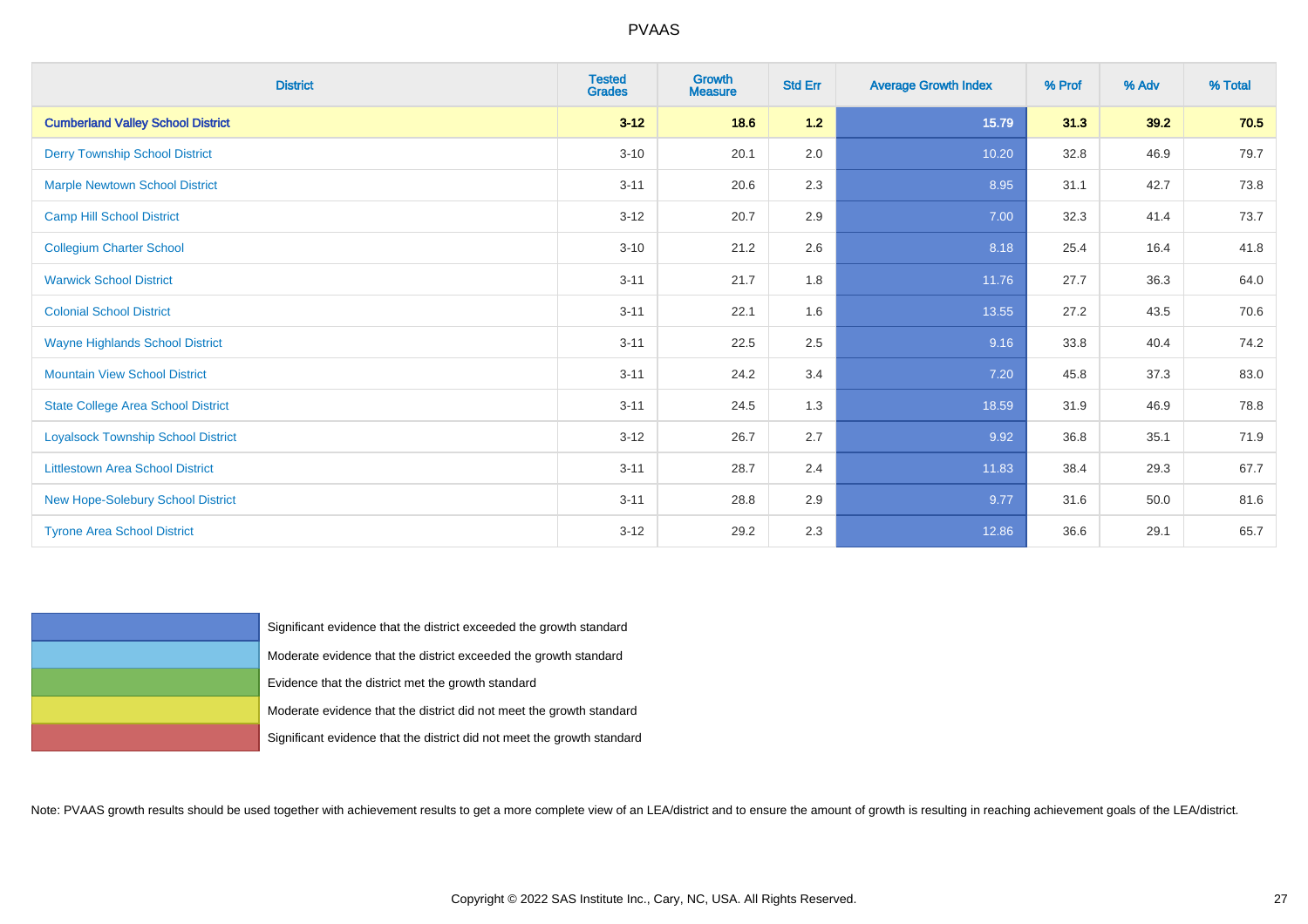# PVAAS

| District | Tested Grades | Growth Measure | Std Err | Average Growth Index | % Prof | % Adv | % Total |
|---|---|---|---|---|---|---|---|
| **Cumberland Valley School District** | **3-12** | **18.6** | **1.2** | **15.79** | **31.3** | **39.2** | **70.5** |
| Derry Township School District | 3-10 | 20.1 | 2.0 | 10.20 | 32.8 | 46.9 | 79.7 |
| Marple Newtown School District | 3-11 | 20.6 | 2.3 | 8.95 | 31.1 | 42.7 | 73.8 |
| Camp Hill School District | 3-12 | 20.7 | 2.9 | 7.00 | 32.3 | 41.4 | 73.7 |
| Collegium Charter School | 3-10 | 21.2 | 2.6 | 8.18 | 25.4 | 16.4 | 41.8 |
| Warwick School District | 3-11 | 21.7 | 1.8 | 11.76 | 27.7 | 36.3 | 64.0 |
| Colonial School District | 3-11 | 22.1 | 1.6 | 13.55 | 27.2 | 43.5 | 70.6 |
| Wayne Highlands School District | 3-11 | 22.5 | 2.5 | 9.16 | 33.8 | 40.4 | 74.2 |
| Mountain View School District | 3-11 | 24.2 | 3.4 | 7.20 | 45.8 | 37.3 | 83.0 |
| State College Area School District | 3-11 | 24.5 | 1.3 | 18.59 | 31.9 | 46.9 | 78.8 |
| Loyalsock Township School District | 3-12 | 26.7 | 2.7 | 9.92 | 36.8 | 35.1 | 71.9 |
| Littlestown Area School District | 3-11 | 28.7 | 2.4 | 11.83 | 38.4 | 29.3 | 67.7 |
| New Hope-Solebury School District | 3-11 | 28.8 | 2.9 | 9.77 | 31.6 | 50.0 | 81.6 |
| Tyrone Area School District | 3-12 | 29.2 | 2.3 | 12.86 | 36.6 | 29.1 | 65.7 |

Significant evidence that the district exceeded the growth standard

Moderate evidence that the district exceeded the growth standard

Evidence that the district met the growth standard

Moderate evidence that the district did not meet the growth standard

Significant evidence that the district did not meet the growth standard

Note: PVAAS growth results should be used together with achievement results to get a more complete view of an LEA/district and to ensure the amount of growth is resulting in reaching achievement goals of the LEA/district.

Copyright © 2022 SAS Institute Inc., Cary, NC, USA. All Rights Reserved.